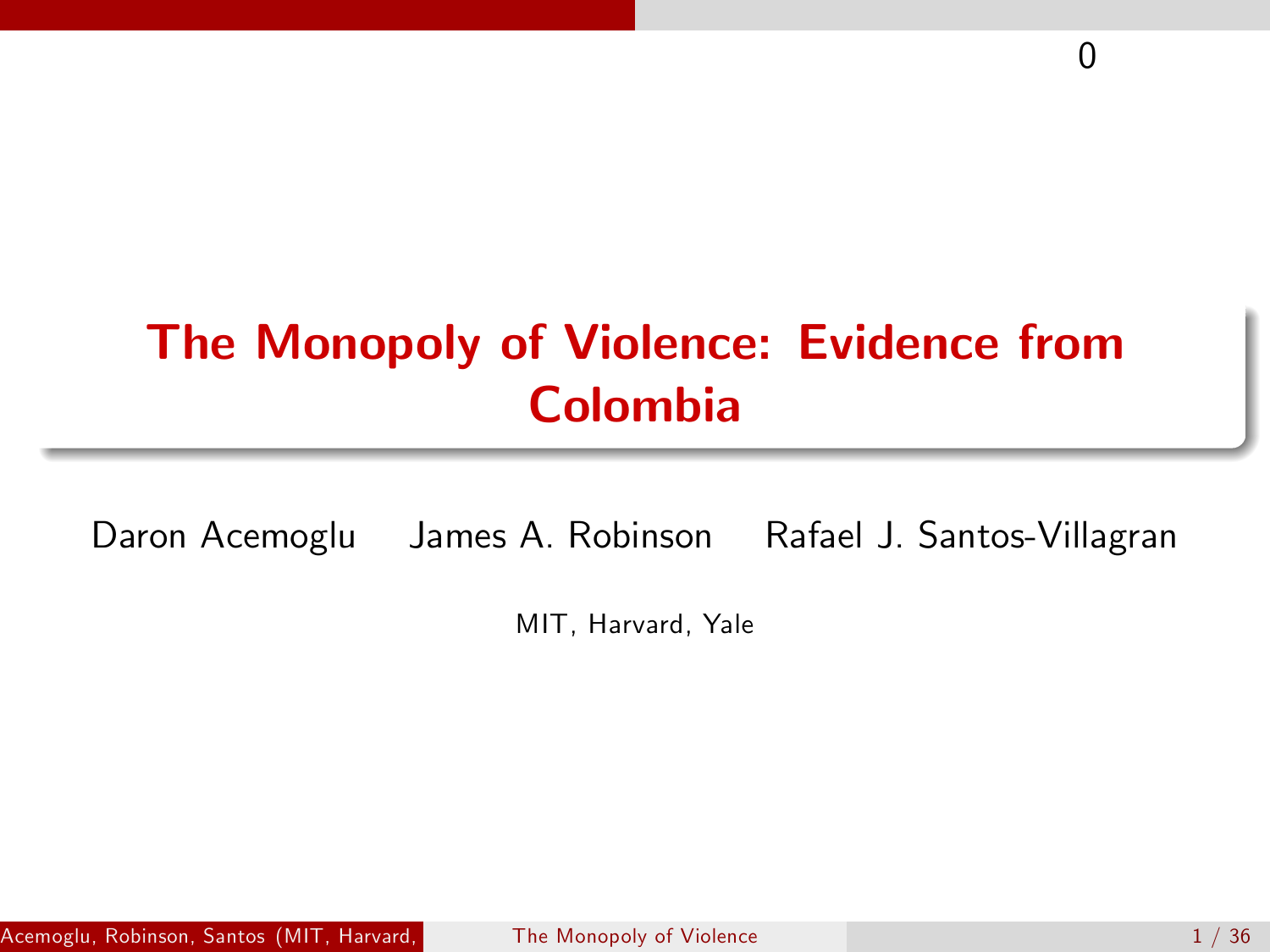# The Monopoly of Violence: Evidence from Colombia

Daron Acemoglu James A. Robinson Rafael J. Santos-Villagran

MIT, Harvard, Yale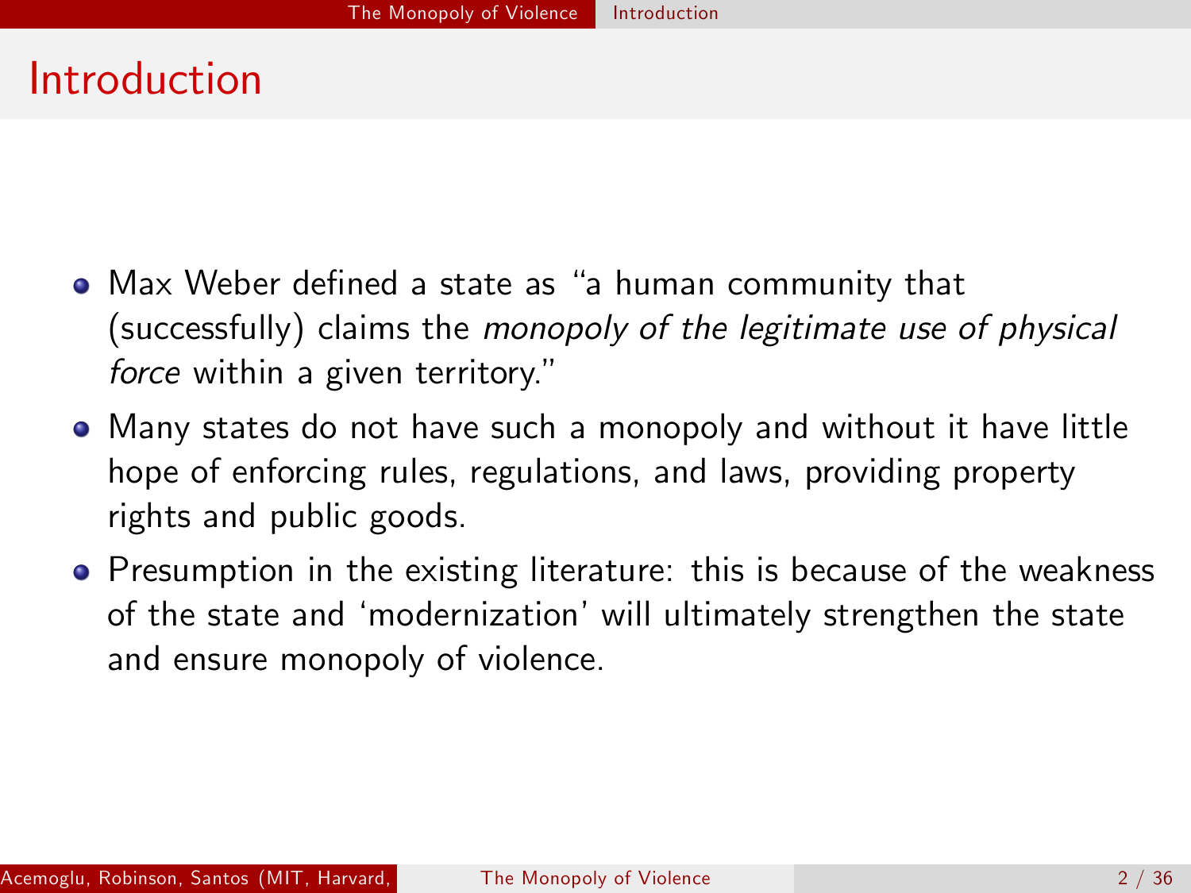# Introduction

- Max Weber defined a state as “a human community that (successfully) claims the *monopoly of the legitimate use of physical force* within a given territory.”
- Many states do not have such a monopoly and without it have little hope of enforcing rules, regulations, and laws, providing property rights and public goods.
- Presumption in the existing literature: this is because of the weakness of the state and ‘modernization’ will ultimately strengthen the state and ensure monopoly of violence.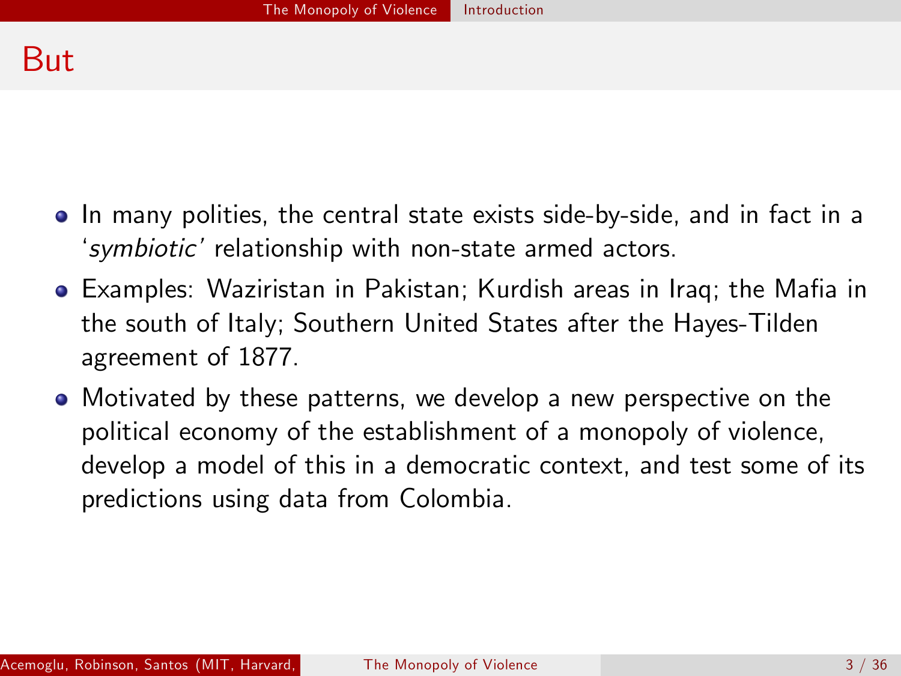# But

- In many polities, the central state exists side-by-side, and in fact in a '*symbiotic*' relationship with non-state armed actors.
- Examples: Waziristan in Pakistan; Kurdish areas in Iraq; the Mafia in the south of Italy; Southern United States after the Hayes-Tilden agreement of 1877.
- Motivated by these patterns, we develop a new perspective on the political economy of the establishment of a monopoly of violence, develop a model of this in a democratic context, and test some of its predictions using data from Colombia.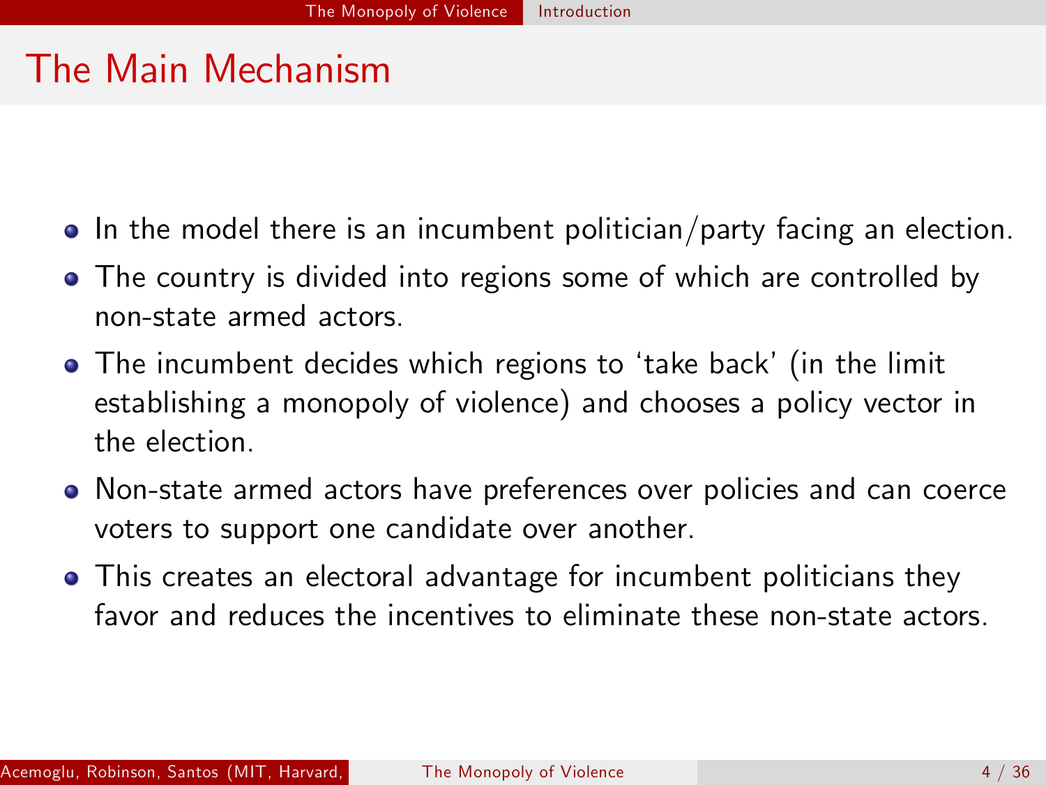# The Main Mechanism

- In the model there is an incumbent politician/party facing an election.
- The country is divided into regions some of which are controlled by non-state armed actors.
- The incumbent decides which regions to 'take back' (in the limit establishing a monopoly of violence) and chooses a policy vector in the election.
- Non-state armed actors have preferences over policies and can coerce voters to support one candidate over another.
- This creates an electoral advantage for incumbent politicians they favor and reduces the incentives to eliminate these non-state actors.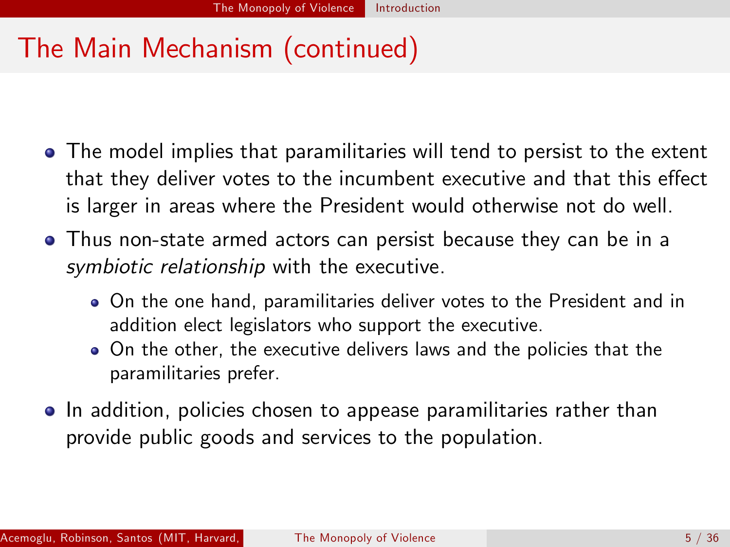# The Main Mechanism (continued)

- The model implies that paramilitaries will tend to persist to the extent that they deliver votes to the incumbent executive and that this effect is larger in areas where the President would otherwise not do well.
- Thus non-state armed actors can persist because they can be in a *symbiotic relationship* with the executive.
  - On the one hand, paramilitaries deliver votes to the President and in addition elect legislators who support the executive.
  - On the other, the executive delivers laws and the policies that the paramilitaries prefer.
- In addition, policies chosen to appease paramilitaries rather than provide public goods and services to the population.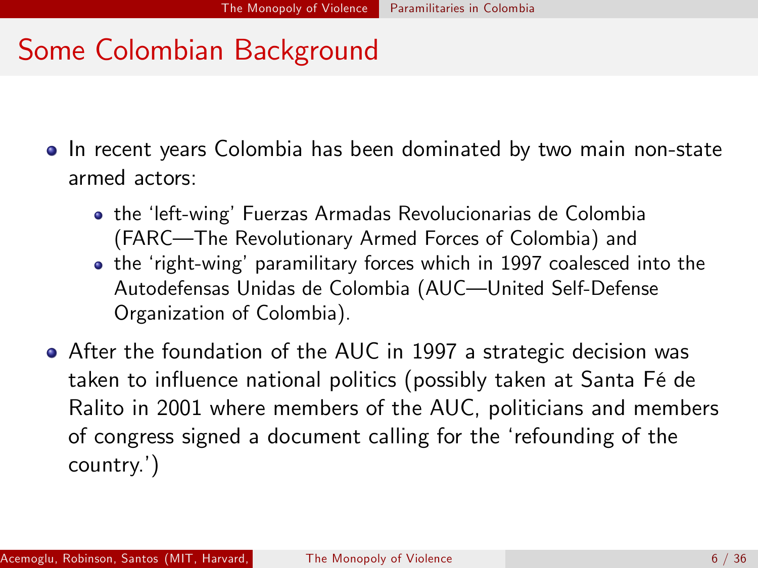# Some Colombian Background

- In recent years Colombia has been dominated by two main non-state armed actors:
  - the 'left-wing' Fuerzas Armadas Revolucionarias de Colombia (FARC—The Revolutionary Armed Forces of Colombia) and
  - the 'right-wing' paramilitary forces which in 1997 coalesced into the Autodefensas Unidas de Colombia (AUC—United Self-Defense Organization of Colombia).
- After the foundation of the AUC in 1997 a strategic decision was taken to influence national politics (possibly taken at Santa Fé de Ralito in 2001 where members of the AUC, politicians and members of congress signed a document calling for the 'refounding of the country.')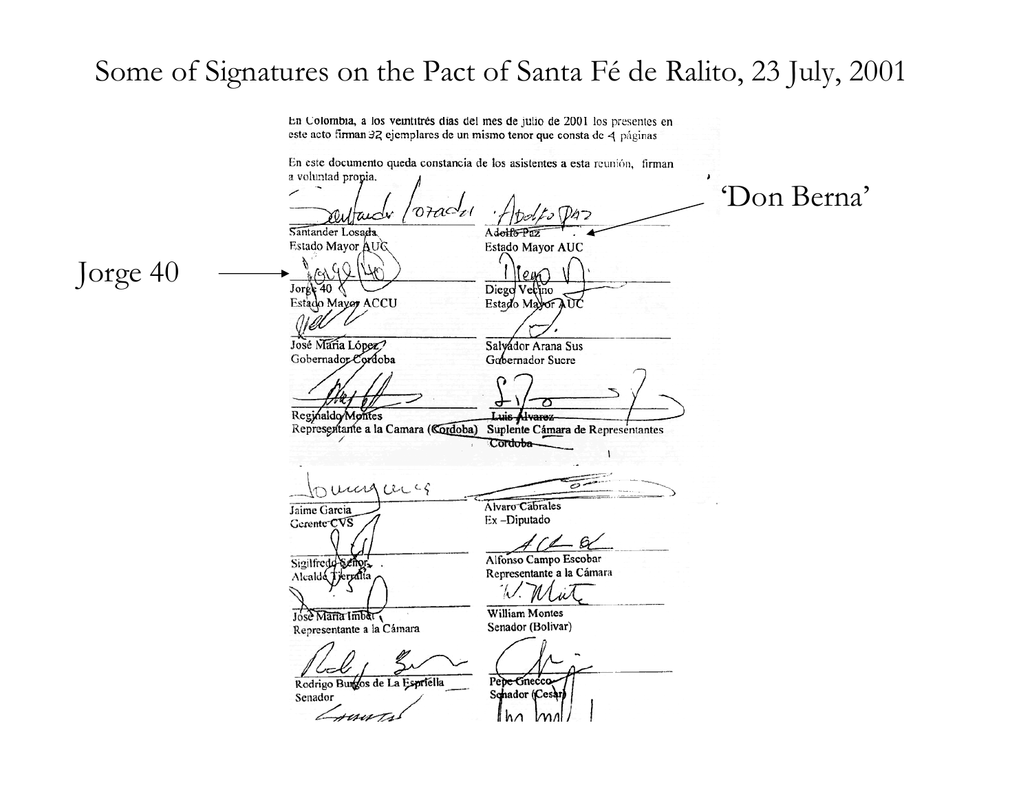# Some of Signatures on the Pact of Santa Fé de Ralito, 23 July, 2001

En Colombia, a los veintitrés días del mes de julio de 2001 los presentes en este acto firman 32 ejemplares de un mismo tenor que consta de 4 páginas

En este documento queda constancia de los asistentes a esta reunión, firman a voluntad propia.

| | |
|---|---|
| Santander Losada<br>Estado Mayor AUC | Adolfo Paz<br>Estado Mayor AUC |
| Jorge 40<br>Estado Mayor ACCU | Diego Vecino<br>Estado Mayor AUC |
| José María López<br>Gobernador Córdoba | Salvador Arana Sus<br>Gobernador Sucre |
| Reginaldo Montes<br>Representante a la Camara (Córdoba) | Luis Alvarez<br>Suplente Cámara de Representantes Cordoba |
| Jaime García<br>Gerente CVS | Alvaro Cabrales<br>Ex –Diputado |
| Sigilfredo Señor<br>Alcalde Tierralta | Alfonso Campo Escobar<br>Representante a la Cámara |
| José María Imbett<br>Representante a la Cámara | William Montes<br>Senador (Bolívar) |
| Rodrigo Burgos de La Espriella<br>Senador | Pepe Gnecco<br>Senador (Cesar) |

Jorge 40

'Don Berna'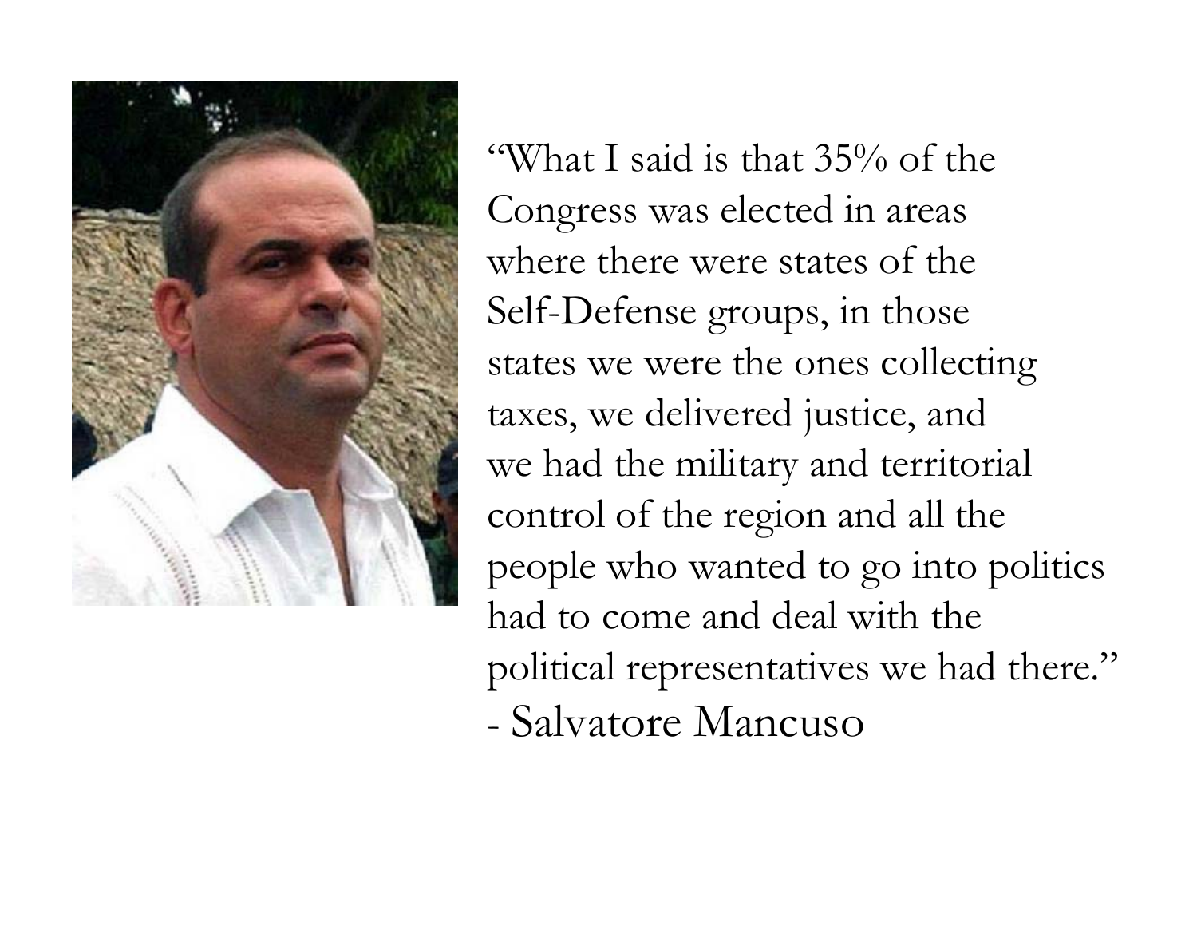"What I said is that 35% of the Congress was elected in areas where there were states of the Self-Defense groups, in those states we were the ones collecting taxes, we delivered justice, and we had the military and territorial control of the region and all the people who wanted to go into politics had to come and deal with the political representatives we had there."
- Salvatore Mancuso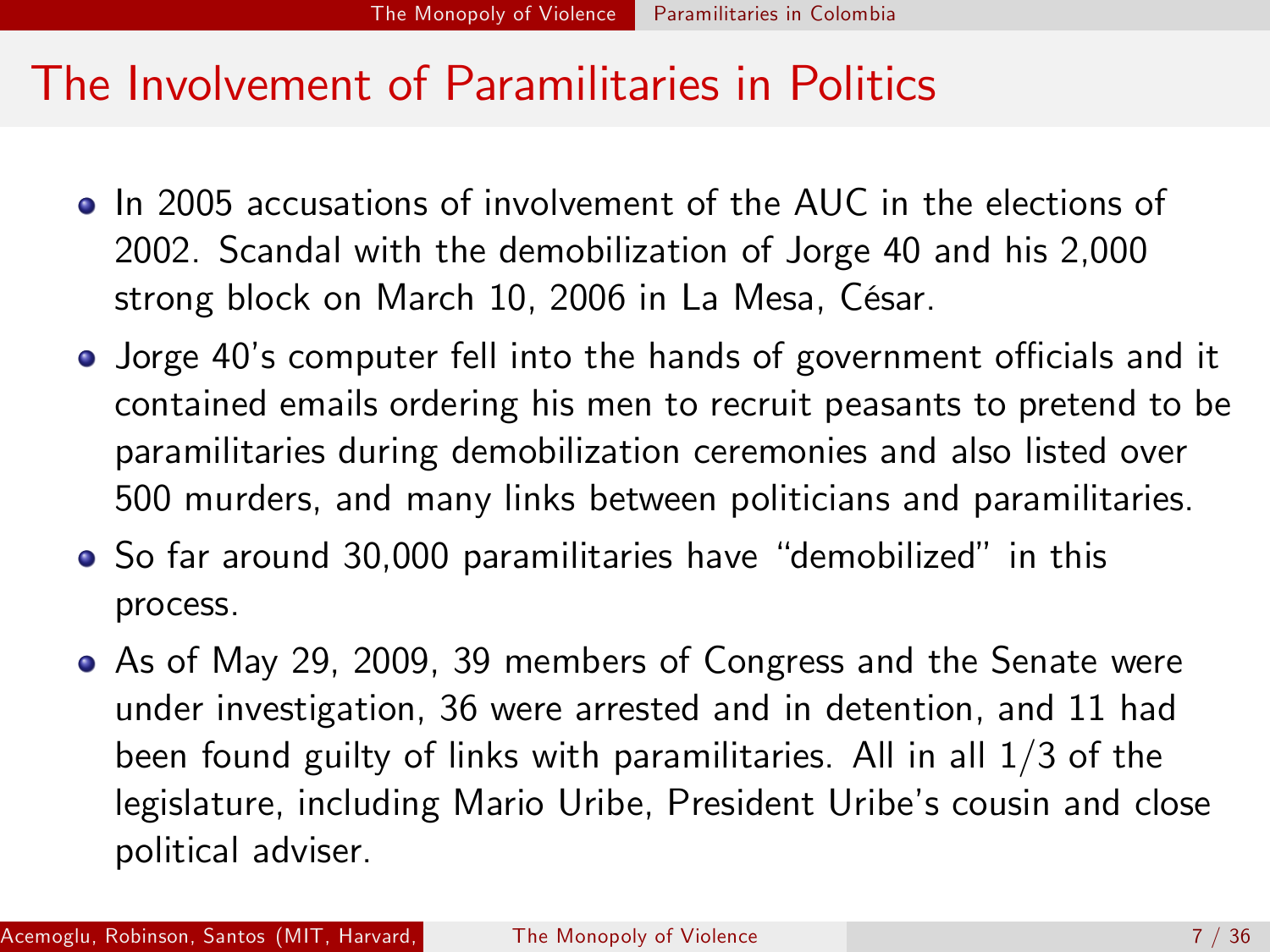# The Involvement of Paramilitaries in Politics

- In 2005 accusations of involvement of the AUC in the elections of 2002. Scandal with the demobilization of Jorge 40 and his 2,000 strong block on March 10, 2006 in La Mesa, César.
- Jorge 40's computer fell into the hands of government officials and it contained emails ordering his men to recruit peasants to pretend to be paramilitaries during demobilization ceremonies and also listed over 500 murders, and many links between politicians and paramilitaries.
- So far around 30,000 paramilitaries have "demobilized" in this process.
- As of May 29, 2009, 39 members of Congress and the Senate were under investigation, 36 were arrested and in detention, and 11 had been found guilty of links with paramilitaries. All in all 1/3 of the legislature, including Mario Uribe, President Uribe's cousin and close political adviser.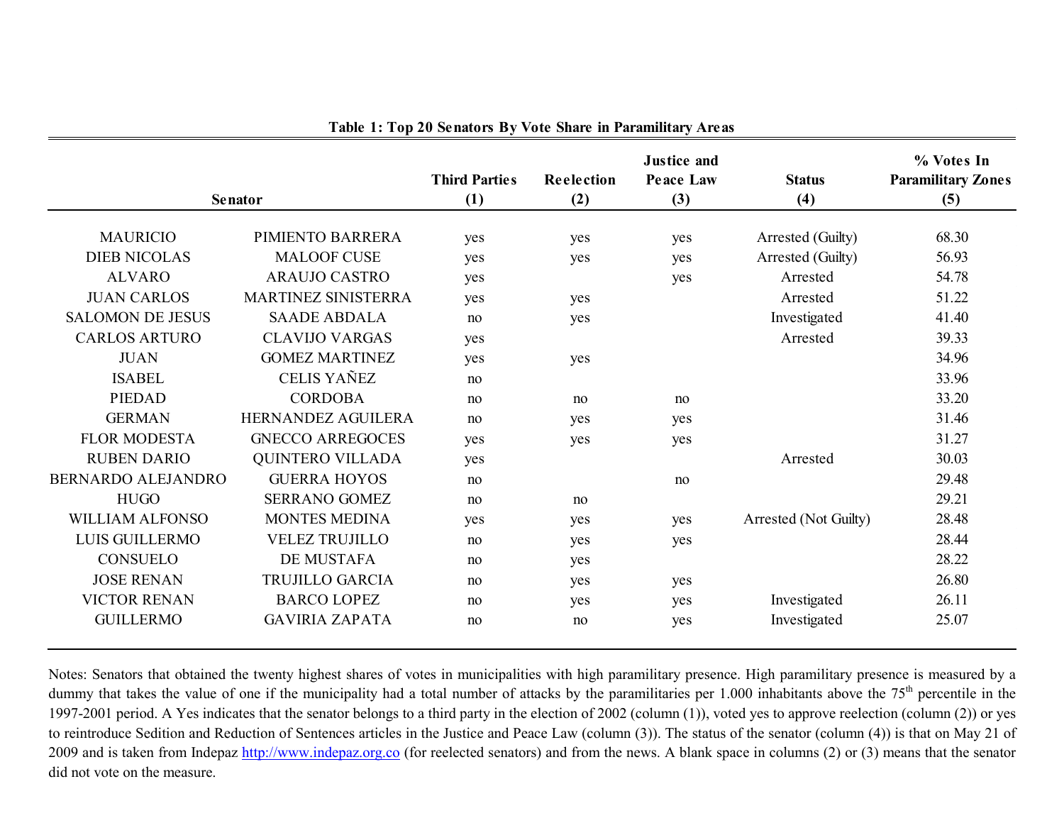**Table 1: Top 20 Senators By Vote Share in Paramilitary Areas**

| Senator | | Third Parties (1) | Reelection (2) | Justice and Peace Law (3) | Status (4) | % Votes In Paramilitary Zones (5) |
|---|---|---|---|---|---|---|
| MAURICIO | PIMIENTO BARRERA | yes | yes | yes | Arrested (Guilty) | 68.30 |
| DIEB NICOLAS | MALOOF CUSE | yes | yes | yes | Arrested (Guilty) | 56.93 |
| ALVARO | ARAUJO CASTRO | yes | | yes | Arrested | 54.78 |
| JUAN CARLOS | MARTINEZ SINISTERRA | yes | yes | | Arrested | 51.22 |
| SALOMON DE JESUS | SAADE ABDALA | no | yes | | Investigated | 41.40 |
| CARLOS ARTURO | CLAVIJO VARGAS | yes | | | Arrested | 39.33 |
| JUAN | GOMEZ MARTINEZ | yes | yes | | | 34.96 |
| ISABEL | CELIS YAÑEZ | no | | | | 33.96 |
| PIEDAD | CORDOBA | no | no | no | | 33.20 |
| GERMAN | HERNANDEZ AGUILERA | no | yes | yes | | 31.46 |
| FLOR MODESTA | GNECCO ARREGOCES | yes | yes | yes | | 31.27 |
| RUBEN DARIO | QUINTERO VILLADA | yes | | | Arrested | 30.03 |
| BERNARDO ALEJANDRO | GUERRA HOYOS | no | | no | | 29.48 |
| HUGO | SERRANO GOMEZ | no | no | | | 29.21 |
| WILLIAM ALFONSO | MONTES MEDINA | yes | yes | yes | Arrested (Not Guilty) | 28.48 |
| LUIS GUILLERMO | VELEZ TRUJILLO | no | yes | yes | | 28.44 |
| CONSUELO | DE MUSTAFA | no | yes | | | 28.22 |
| JOSE RENAN | TRUJILLO GARCIA | no | yes | yes | | 26.80 |
| VICTOR RENAN | BARCO LOPEZ | no | yes | yes | Investigated | 26.11 |
| GUILLERMO | GAVIRIA ZAPATA | no | no | yes | Investigated | 25.07 |

Notes: Senators that obtained the twenty highest shares of votes in municipalities with high paramilitary presence. High paramilitary presence is measured by a dummy that takes the value of one if the municipality had a total number of attacks by the paramilitaries per 1.000 inhabitants above the 75th percentile in the 1997-2001 period. A Yes indicates that the senator belongs to a third party in the election of 2002 (column (1)), voted yes to approve reelection (column (2)) or yes to reintroduce Sedition and Reduction of Sentences articles in the Justice and Peace Law (column (3)). The status of the senator (column (4)) is that on May 21 of 2009 and is taken from Indepaz http://www.indepaz.org.co (for reelected senators) and from the news. A blank space in columns (2) or (3) means that the senator did not vote on the measure.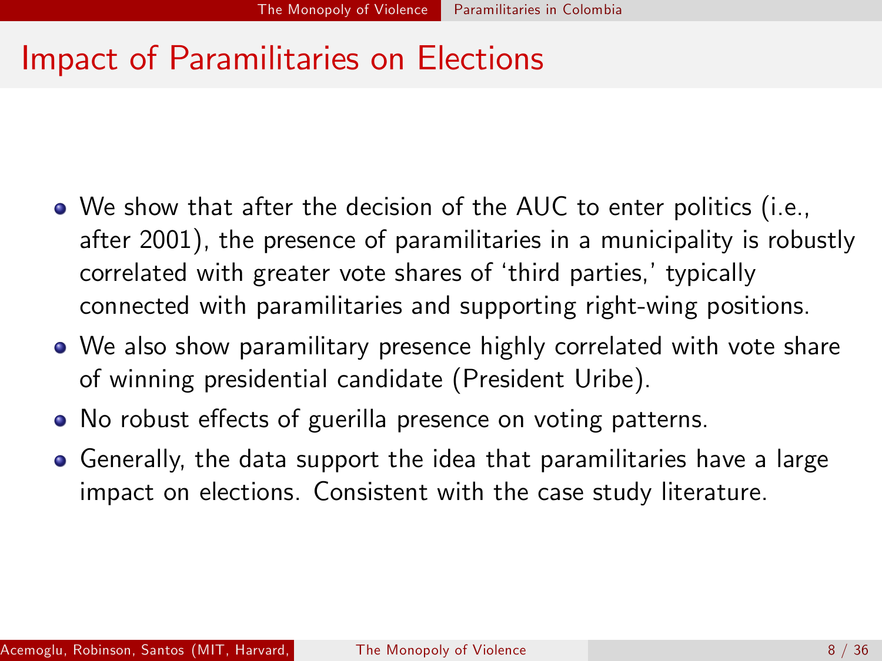# Impact of Paramilitaries on Elections

- We show that after the decision of the AUC to enter politics (i.e., after 2001), the presence of paramilitaries in a municipality is robustly correlated with greater vote shares of 'third parties,' typically connected with paramilitaries and supporting right-wing positions.
- We also show paramilitary presence highly correlated with vote share of winning presidential candidate (President Uribe).
- No robust effects of guerilla presence on voting patterns.
- Generally, the data support the idea that paramilitaries have a large impact on elections. Consistent with the case study literature.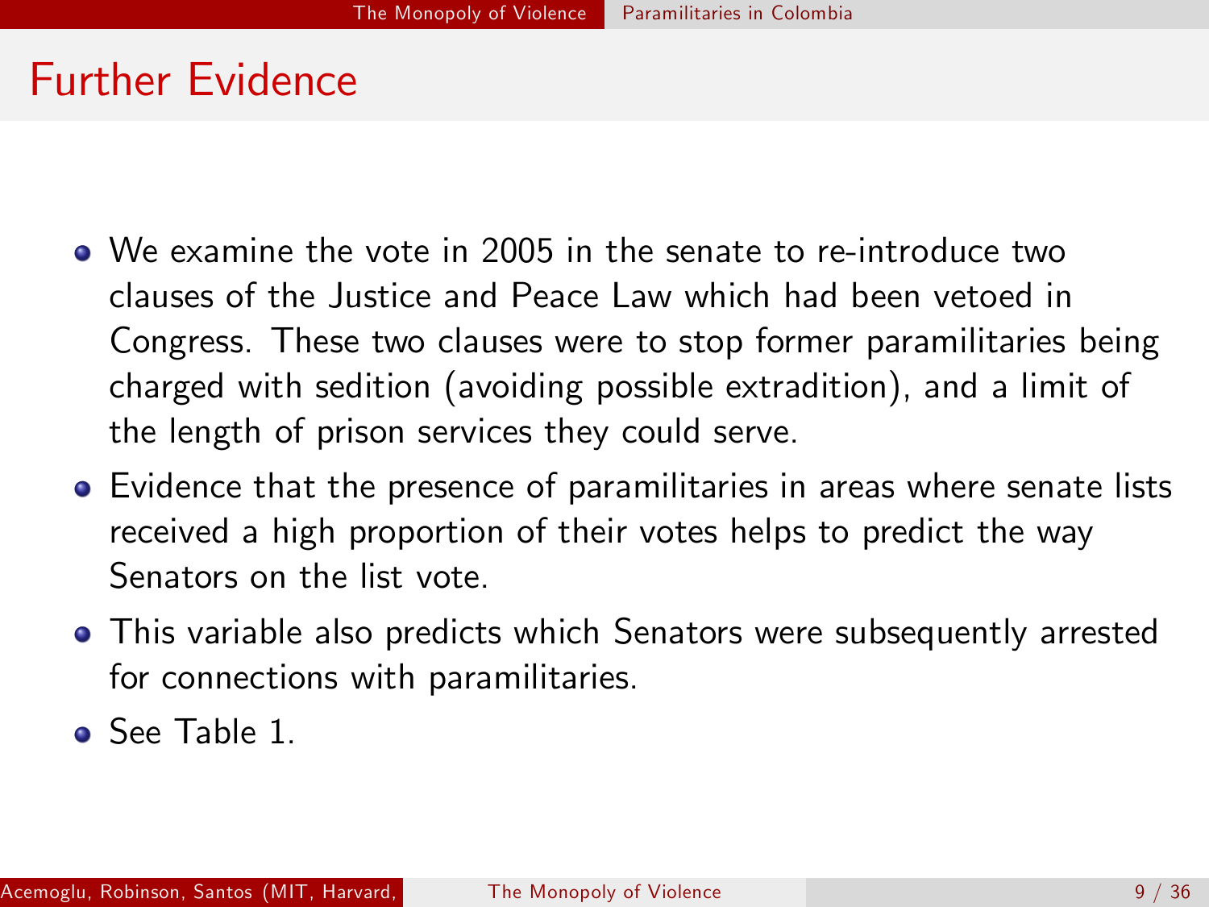# Further Evidence

- We examine the vote in 2005 in the senate to re-introduce two clauses of the Justice and Peace Law which had been vetoed in Congress. These two clauses were to stop former paramilitaries being charged with sedition (avoiding possible extradition), and a limit of the length of prison services they could serve.
- Evidence that the presence of paramilitaries in areas where senate lists received a high proportion of their votes helps to predict the way Senators on the list vote.
- This variable also predicts which Senators were subsequently arrested for connections with paramilitaries.
- See Table 1.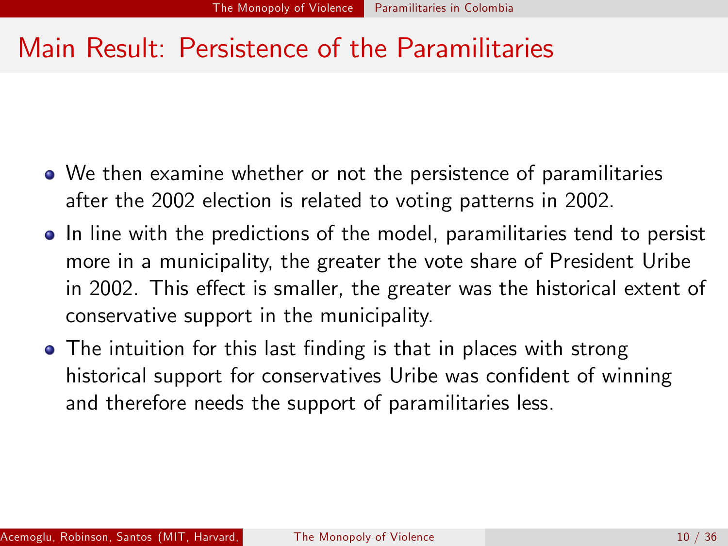# Main Result: Persistence of the Paramilitaries

- We then examine whether or not the persistence of paramilitaries after the 2002 election is related to voting patterns in 2002.
- In line with the predictions of the model, paramilitaries tend to persist more in a municipality, the greater the vote share of President Uribe in 2002. This effect is smaller, the greater was the historical extent of conservative support in the municipality.
- The intuition for this last finding is that in places with strong historical support for conservatives Uribe was confident of winning and therefore needs the support of paramilitaries less.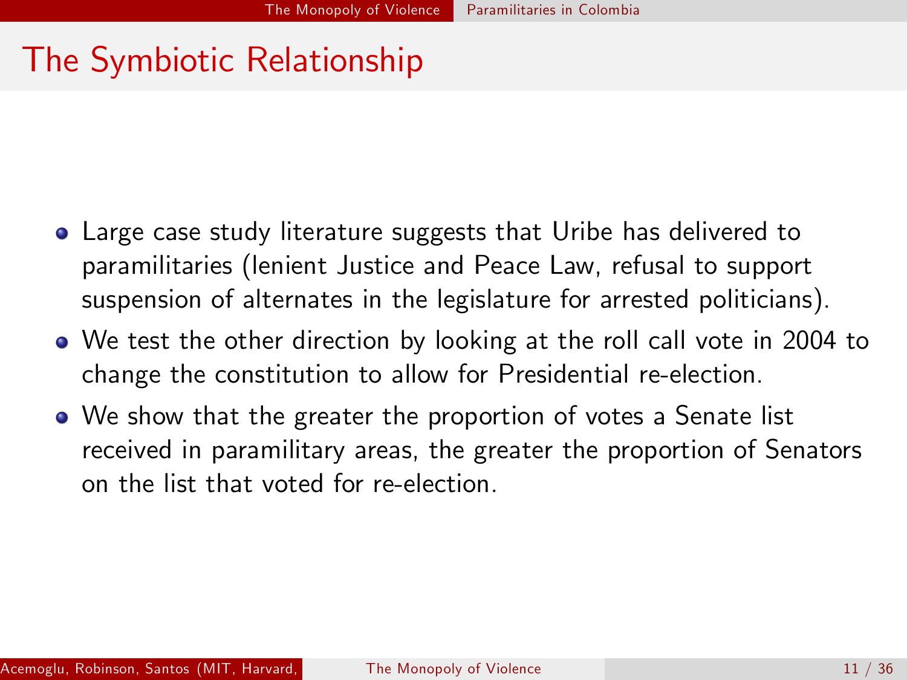# The Symbiotic Relationship

- Large case study literature suggests that Uribe has delivered to paramilitaries (lenient Justice and Peace Law, refusal to support suspension of alternates in the legislature for arrested politicians).
- We test the other direction by looking at the roll call vote in 2004 to change the constitution to allow for Presidential re-election.
- We show that the greater the proportion of votes a Senate list received in paramilitary areas, the greater the proportion of Senators on the list that voted for re-election.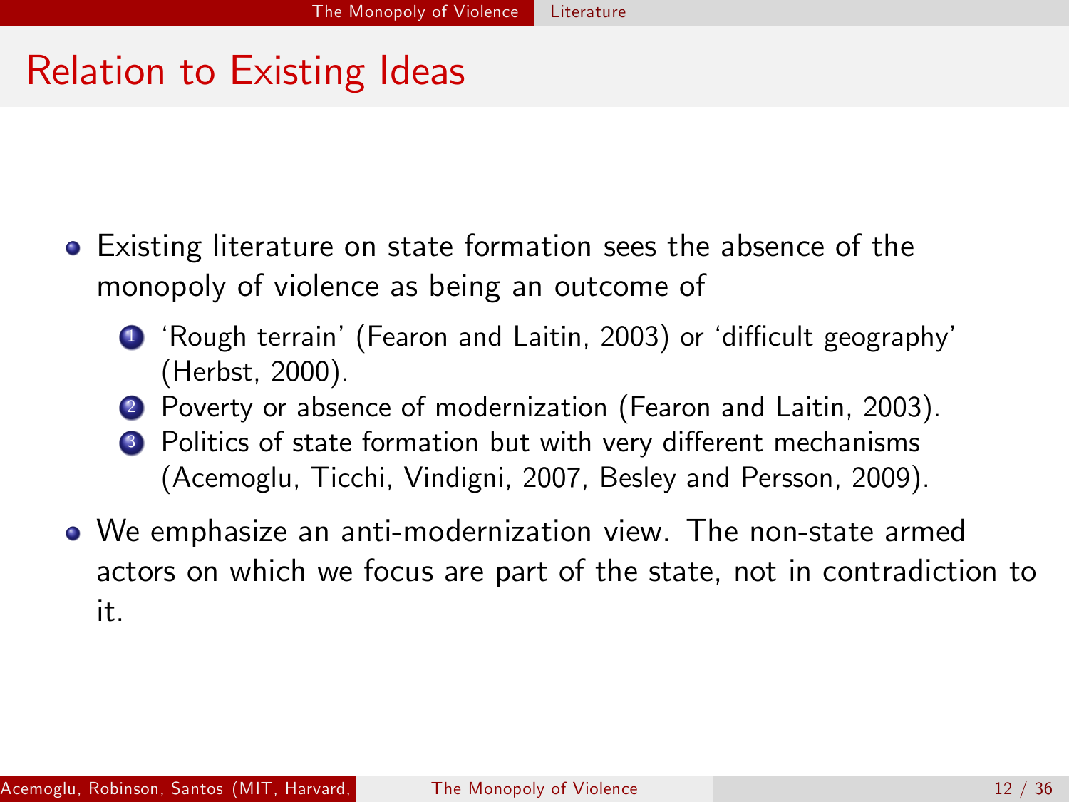## Relation to Existing Ideas

- Existing literature on state formation sees the absence of the monopoly of violence as being an outcome of
  1. 'Rough terrain' (Fearon and Laitin, 2003) or 'difficult geography' (Herbst, 2000).
  2. Poverty or absence of modernization (Fearon and Laitin, 2003).
  3. Politics of state formation but with very different mechanisms (Acemoglu, Ticchi, Vindigni, 2007, Besley and Persson, 2009).
- We emphasize an anti-modernization view. The non-state armed actors on which we focus are part of the state, not in contradiction to it.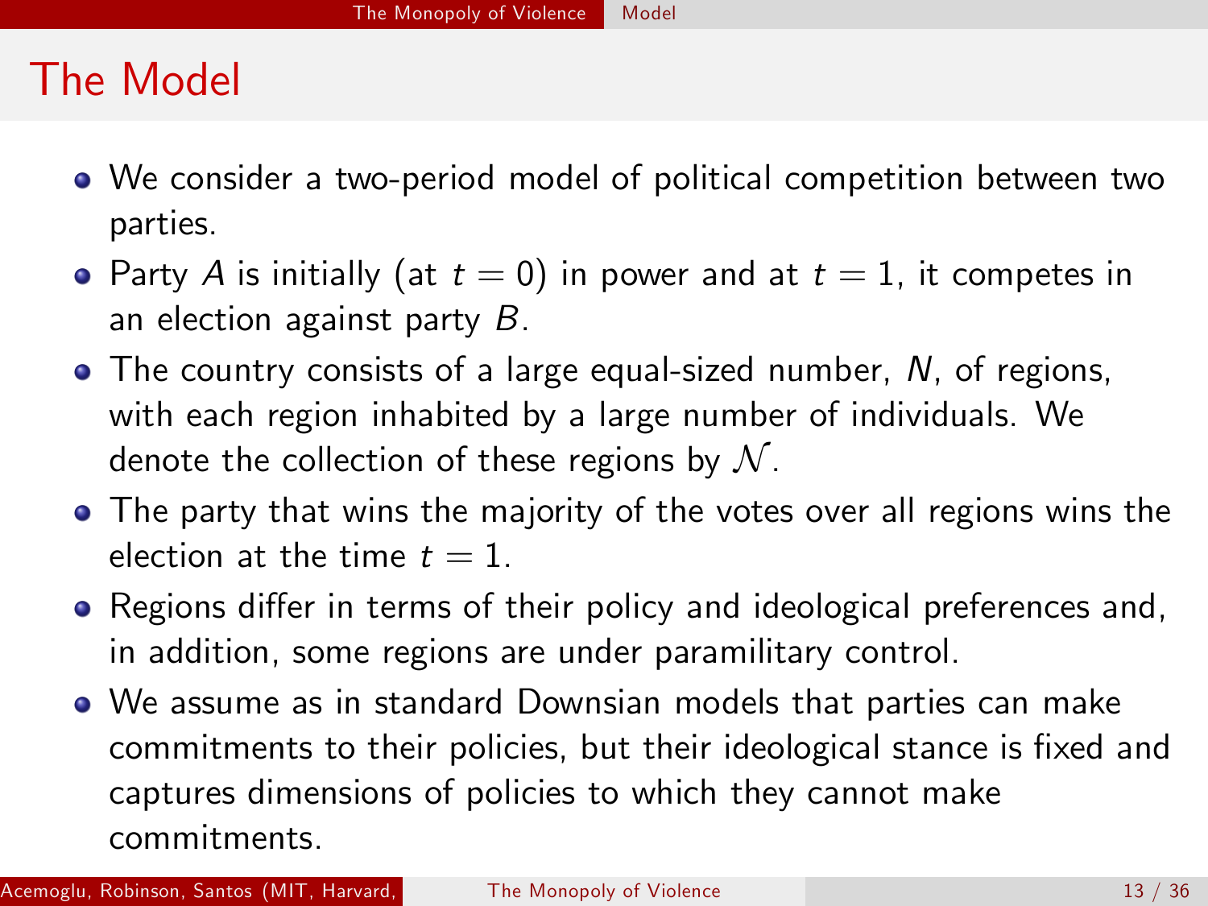# The Model

- We consider a two-period model of political competition between two parties.
- Party $A$ is initially (at $t = 0$) in power and at $t = 1$, it competes in an election against party $B$.
- The country consists of a large equal-sized number, $N$, of regions, with each region inhabited by a large number of individuals. We denote the collection of these regions by $\mathcal{N}$.
- The party that wins the majority of the votes over all regions wins the election at the time $t = 1$.
- Regions differ in terms of their policy and ideological preferences and, in addition, some regions are under paramilitary control.
- We assume as in standard Downsian models that parties can make commitments to their policies, but their ideological stance is fixed and captures dimensions of policies to which they cannot make commitments.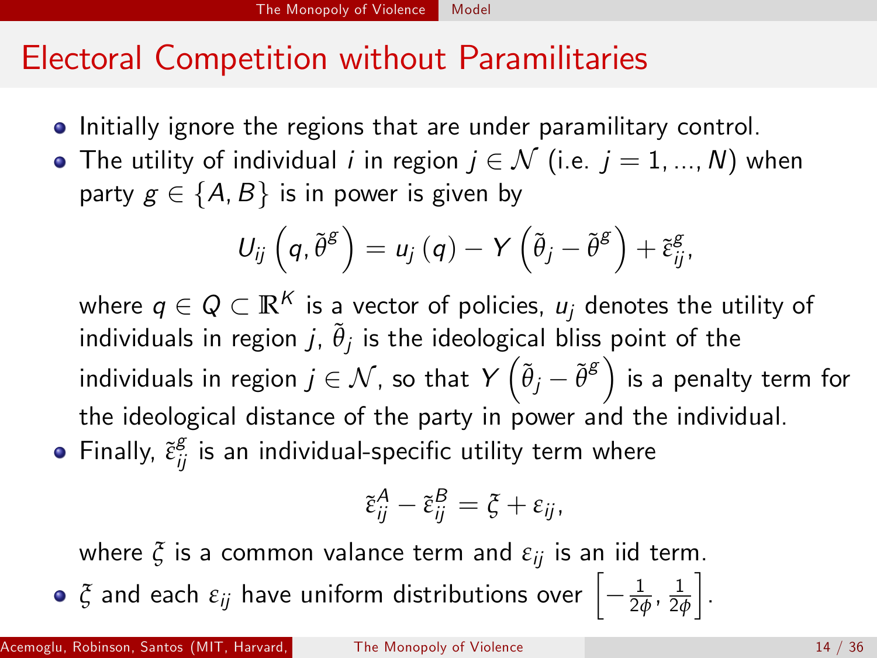# Electoral Competition without Paramilitaries

- Initially ignore the regions that are under paramilitary control.
- The utility of individual $i$ in region $j \in \mathcal{N}$ (i.e. $j = 1, ..., N$) when party $g \in \{A, B\}$ is in power is given by

$$U_{ij}\left(q, \tilde{\theta}^{g}\right) = u_j(q) - Y\left(\tilde{\theta}_j - \tilde{\theta}^{g}\right) + \tilde{\varepsilon}_{ij}^{g},$$

  where $q \in Q \subset \mathbb{R}^K$ is a vector of policies, $u_j$ denotes the utility of individuals in region $j$, $\tilde{\theta}_j$ is the ideological bliss point of the individuals in region $j \in \mathcal{N}$, so that $Y\left(\tilde{\theta}_j - \tilde{\theta}^{g}\right)$ is a penalty term for the ideological distance of the party in power and the individual.
- Finally, $\tilde{\varepsilon}_{ij}^{g}$ is an individual-specific utility term where

$$\tilde{\varepsilon}_{ij}^{A} - \tilde{\varepsilon}_{ij}^{B} = \xi + \varepsilon_{ij},$$

  where $\xi$ is a common valance term and $\varepsilon_{ij}$ is an iid term.
- $\xi$ and each $\varepsilon_{ij}$ have uniform distributions over $\left[-\frac{1}{2\phi}, \frac{1}{2\phi}\right]$.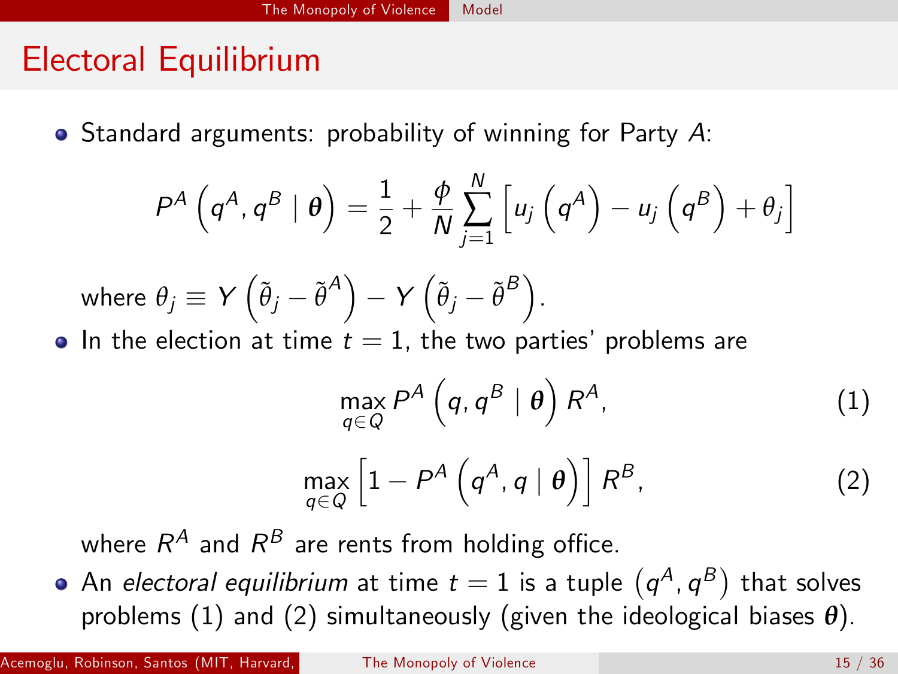# Electoral Equilibrium

- Standard arguments: probability of winning for Party $A$:

$$P^A\left(q^A, q^B \mid \boldsymbol{\theta}\right) = \frac{1}{2} + \frac{\phi}{N}\sum_{j=1}^{N}\left[u_j\left(q^A\right) - u_j\left(q^B\right) + \theta_j\right]$$

  where $\theta_j \equiv Y\left(\tilde{\theta}_j - \tilde{\theta}^A\right) - Y\left(\tilde{\theta}_j - \tilde{\theta}^B\right)$.

- In the election at time $t = 1$, the two parties' problems are

$$\max_{q \in Q} P^A\left(q, q^B \mid \boldsymbol{\theta}\right) R^A, \tag{1}$$

$$\max_{q \in Q} \left[1 - P^A\left(q^A, q \mid \boldsymbol{\theta}\right)\right] R^B, \tag{2}$$

  where $R^A$ and $R^B$ are rents from holding office.

- An *electoral equilibrium* at time $t = 1$ is a tuple $\left(q^A, q^B\right)$ that solves problems (1) and (2) simultaneously (given the ideological biases $\boldsymbol{\theta}$).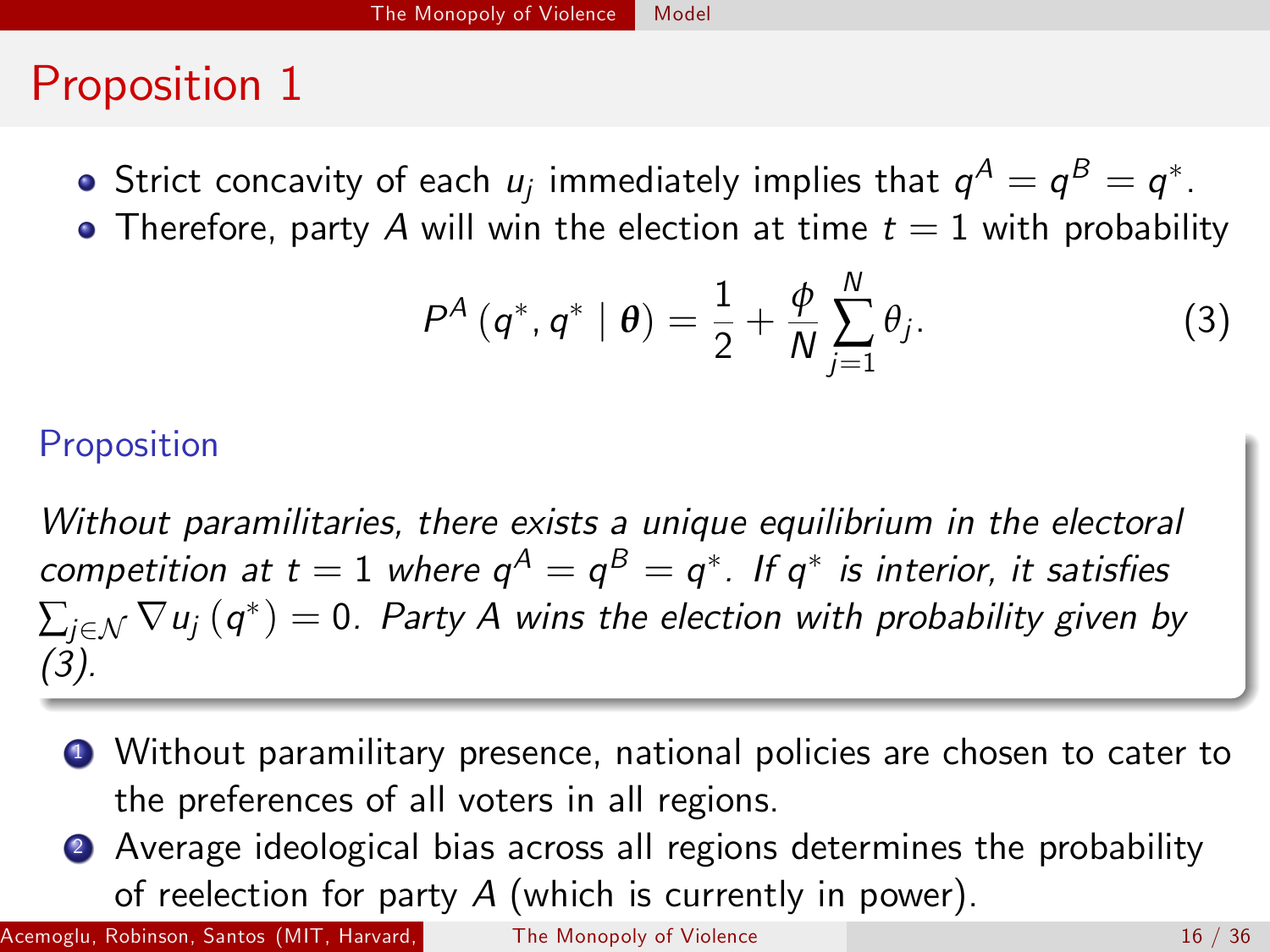# Proposition 1

- Strict concavity of each $u_j$ immediately implies that $q^A = q^B = q^*$.
- Therefore, party $A$ will win the election at time $t = 1$ with probability

$$P^A\left(q^*, q^* \mid \boldsymbol{\theta}\right) = \frac{1}{2} + \frac{\phi}{N} \sum_{j=1}^{N} \theta_j. \tag{3}$$

**Proposition**

*Without paramilitaries, there exists a unique equilibrium in the electoral competition at $t = 1$ where $q^A = q^B = q^*$. If $q^*$ is interior, it satisfies $\sum_{j \in \mathcal{N}} \nabla u_j\left(q^*\right) = 0$. Party $A$ wins the election with probability given by (3).*

1. Without paramilitary presence, national policies are chosen to cater to the preferences of all voters in all regions.
2. Average ideological bias across all regions determines the probability of reelection for party $A$ (which is currently in power).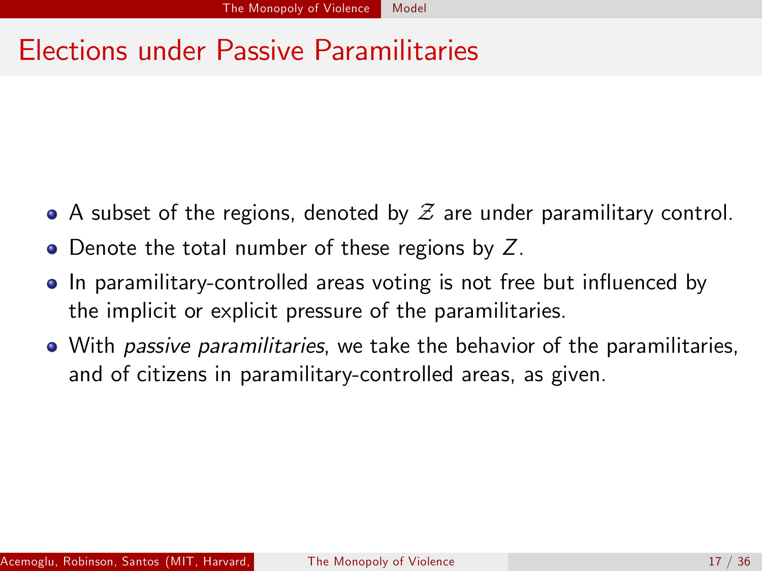# Elections under Passive Paramilitaries

- A subset of the regions, denoted by $\mathcal{Z}$ are under paramilitary control.
- Denote the total number of these regions by $Z$.
- In paramilitary-controlled areas voting is not free but influenced by the implicit or explicit pressure of the paramilitaries.
- With *passive paramilitaries*, we take the behavior of the paramilitaries, and of citizens in paramilitary-controlled areas, as given.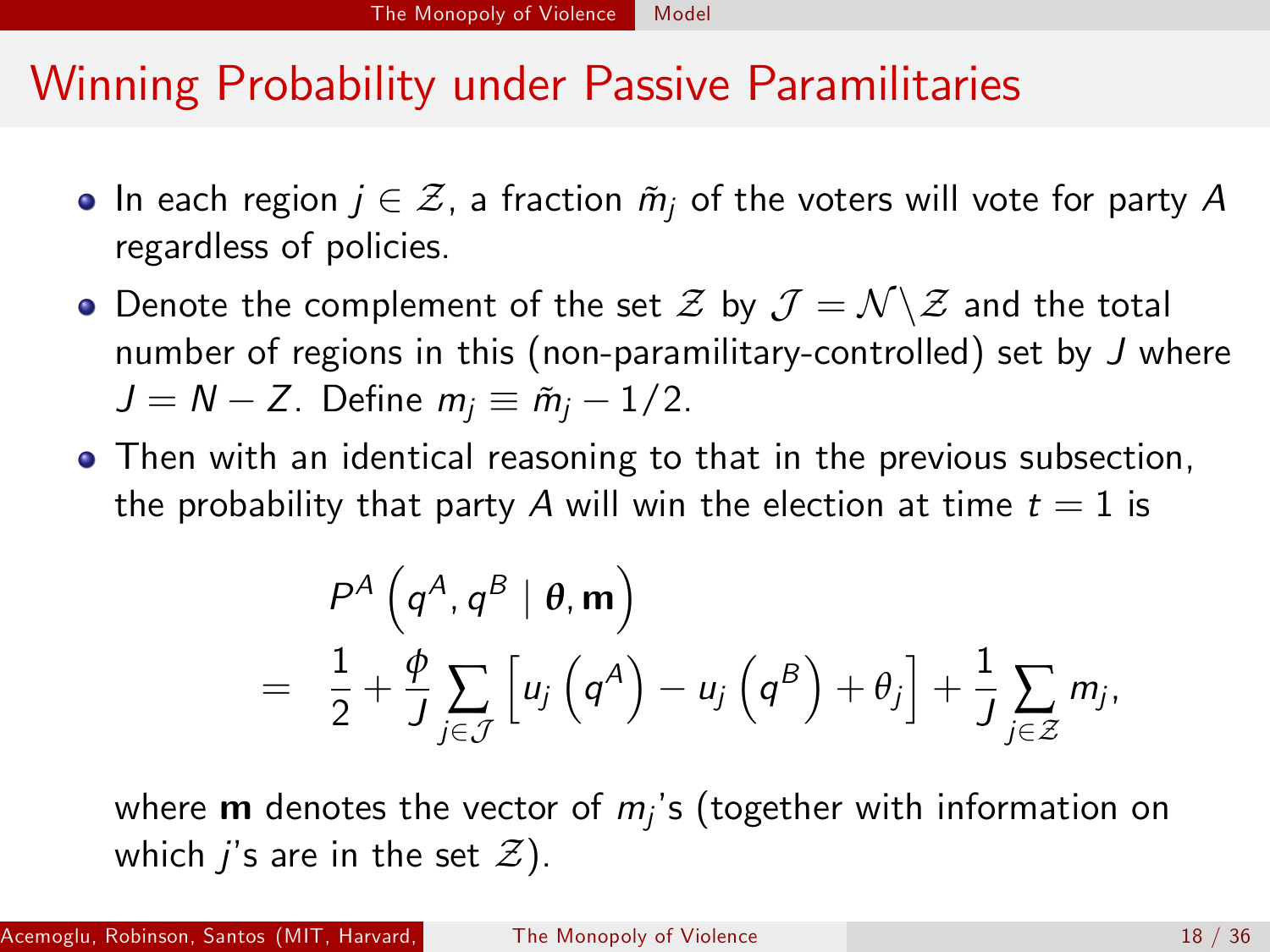# Winning Probability under Passive Paramilitaries

- In each region $j \in \mathcal{Z}$, a fraction $\tilde{m}_j$ of the voters will vote for party $A$ regardless of policies.
- Denote the complement of the set $\mathcal{Z}$ by $\mathcal{J} = \mathcal{N} \backslash \mathcal{Z}$ and the total number of regions in this (non-paramilitary-controlled) set by $J$ where $J = N - Z$. Define $m_j \equiv \tilde{m}_j - 1/2$.
- Then with an identical reasoning to that in the previous subsection, the probability that party $A$ will win the election at time $t = 1$ is

$$
\begin{aligned}
& P^A\left(q^A, q^B \mid \boldsymbol{\theta}, \mathbf{m}\right) \\
= \; & \frac{1}{2} + \frac{\phi}{J} \sum_{j \in \mathcal{J}} \left[u_j\left(q^A\right) - u_j\left(q^B\right) + \theta_j\right] + \frac{1}{J} \sum_{j \in \mathcal{Z}} m_j,
\end{aligned}
$$

where $\mathbf{m}$ denotes the vector of $m_j$'s (together with information on which $j$'s are in the set $\mathcal{Z}$).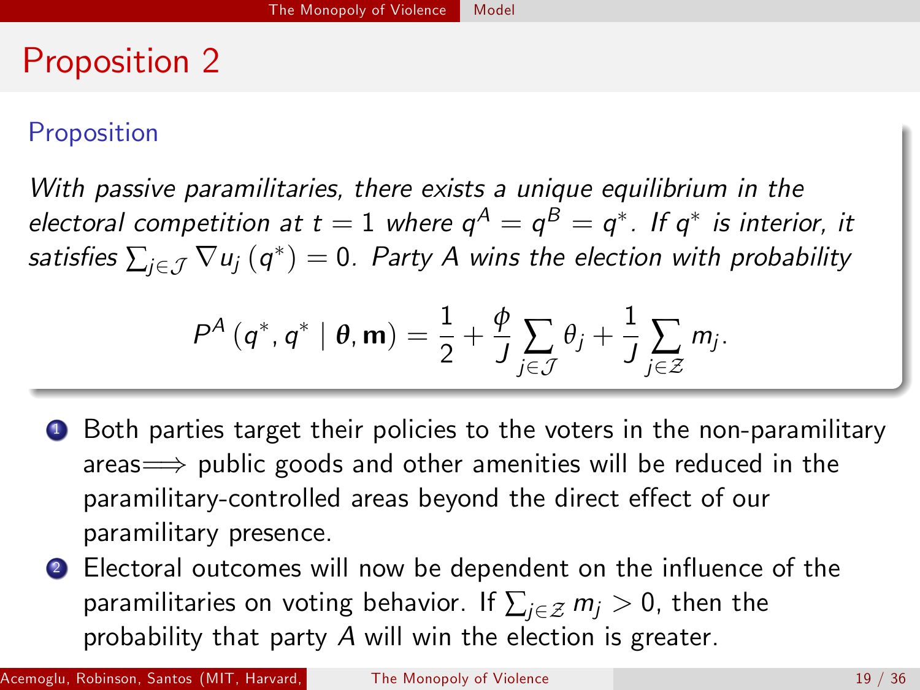# Proposition 2

**Proposition**

*With passive paramilitaries, there exists a unique equilibrium in the electoral competition at $t = 1$ where $q^A = q^B = q^*$. If $q^*$ is interior, it satisfies $\sum_{j \in \mathcal{J}} \nabla u_j (q^*) = 0$. Party $A$ wins the election with probability*

$$P^A \left( q^*, q^* \mid \boldsymbol{\theta}, \mathbf{m} \right) = \frac{1}{2} + \frac{\phi}{J} \sum_{j \in \mathcal{J}} \theta_j + \frac{1}{J} \sum_{j \in \mathcal{Z}} m_j .$$

1. Both parties target their policies to the voters in the non-paramilitary areas$\Longrightarrow$ public goods and other amenities will be reduced in the paramilitary-controlled areas beyond the direct effect of our paramilitary presence.
2. Electoral outcomes will now be dependent on the influence of the paramilitaries on voting behavior. If $\sum_{j \in \mathcal{Z}} m_j > 0$, then the probability that party $A$ will win the election is greater.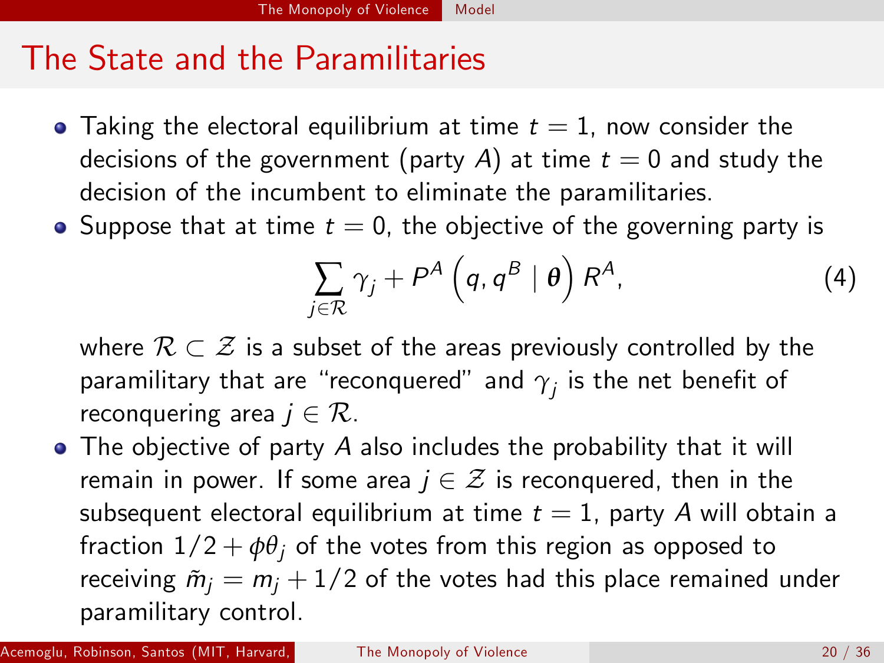## The State and the Paramilitaries

- Taking the electoral equilibrium at time $t = 1$, now consider the decisions of the government (party $A$) at time $t = 0$ and study the decision of the incumbent to eliminate the paramilitaries.
- Suppose that at time $t = 0$, the objective of the governing party is

$$\sum_{j \in \mathcal{R}} \gamma_j + P^A \left( q, q^B \mid \boldsymbol{\theta} \right) R^A, \tag{4}$$

  where $\mathcal{R} \subset \mathcal{Z}$ is a subset of the areas previously controlled by the paramilitary that are "reconquered" and $\gamma_j$ is the net benefit of reconquering area $j \in \mathcal{R}$.
- The objective of party $A$ also includes the probability that it will remain in power. If some area $j \in \mathcal{Z}$ is reconquered, then in the subsequent electoral equilibrium at time $t = 1$, party $A$ will obtain a fraction $1/2 + \phi\theta_j$ of the votes from this region as opposed to receiving $\tilde{m}_j = m_j + 1/2$ of the votes had this place remained under paramilitary control.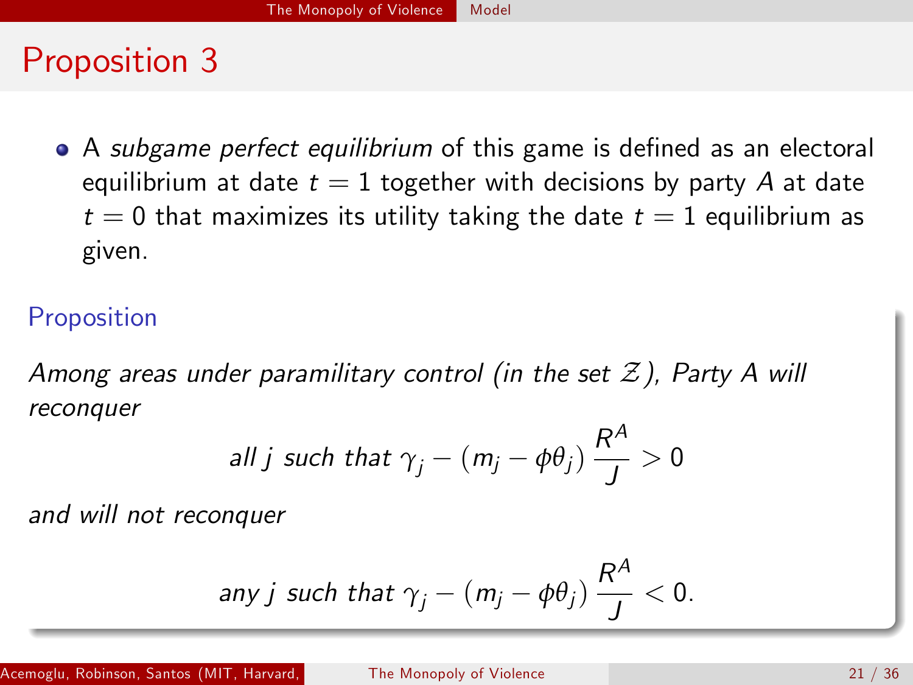# Proposition 3

- A *subgame perfect equilibrium* of this game is defined as an electoral equilibrium at date $t = 1$ together with decisions by party $A$ at date $t = 0$ that maximizes its utility taking the date $t = 1$ equilibrium as given.

### Proposition

*Among areas under paramilitary control (in the set $\mathcal{Z}$), Party A will reconquer*

$$\text{all } j \text{ such that } \gamma_j - (m_j - \phi\theta_j)\frac{R^A}{J} > 0$$

*and will not reconquer*

$$\text{any } j \text{ such that } \gamma_j - (m_j - \phi\theta_j)\frac{R^A}{J} < 0.$$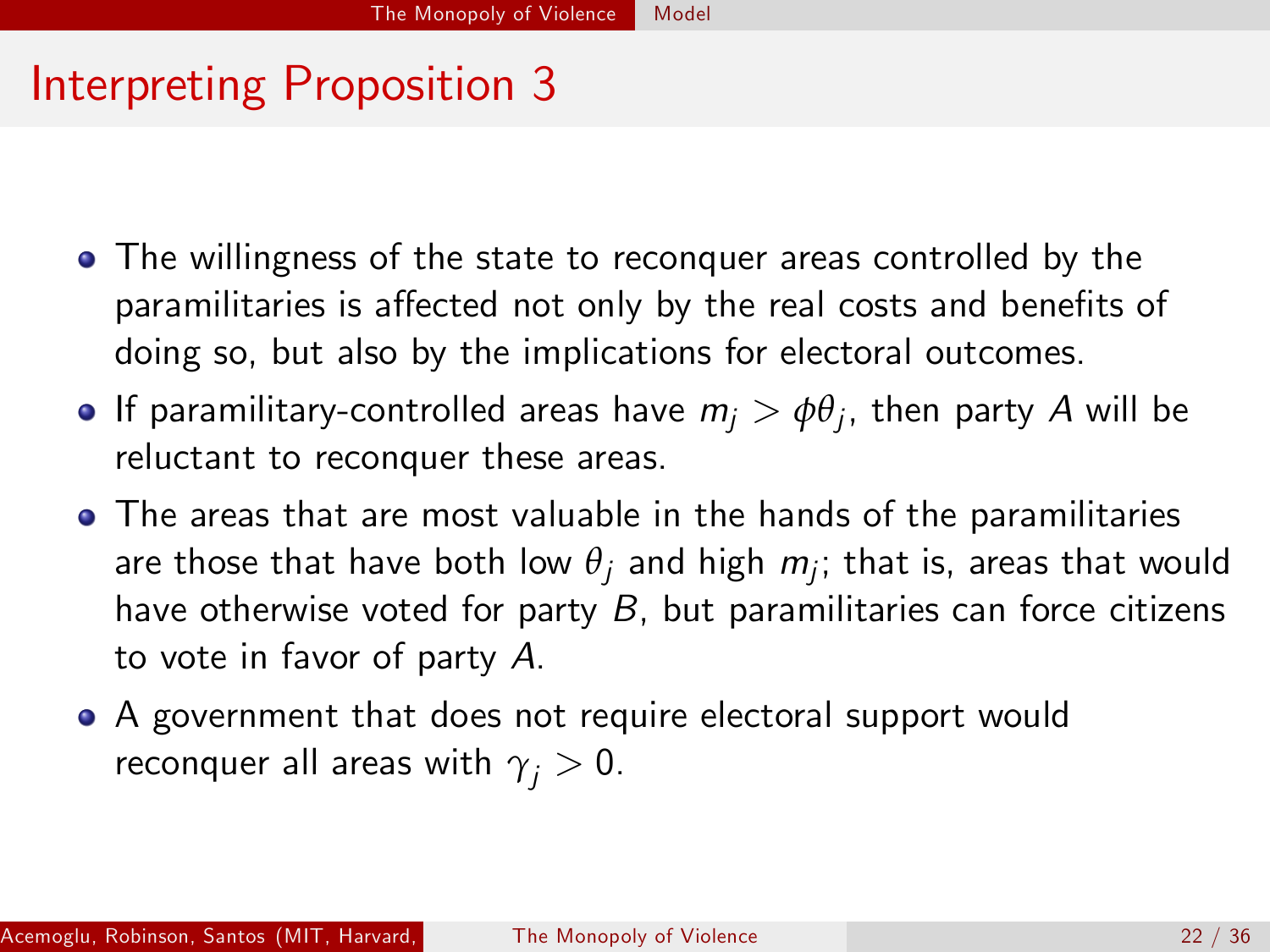# Interpreting Proposition 3

- The willingness of the state to reconquer areas controlled by the paramilitaries is affected not only by the real costs and benefits of doing so, but also by the implications for electoral outcomes.
- If paramilitary-controlled areas have $m_j > \phi\theta_j$, then party $A$ will be reluctant to reconquer these areas.
- The areas that are most valuable in the hands of the paramilitaries are those that have both low $\theta_j$ and high $m_j$; that is, areas that would have otherwise voted for party $B$, but paramilitaries can force citizens to vote in favor of party $A$.
- A government that does not require electoral support would reconquer all areas with $\gamma_j > 0$.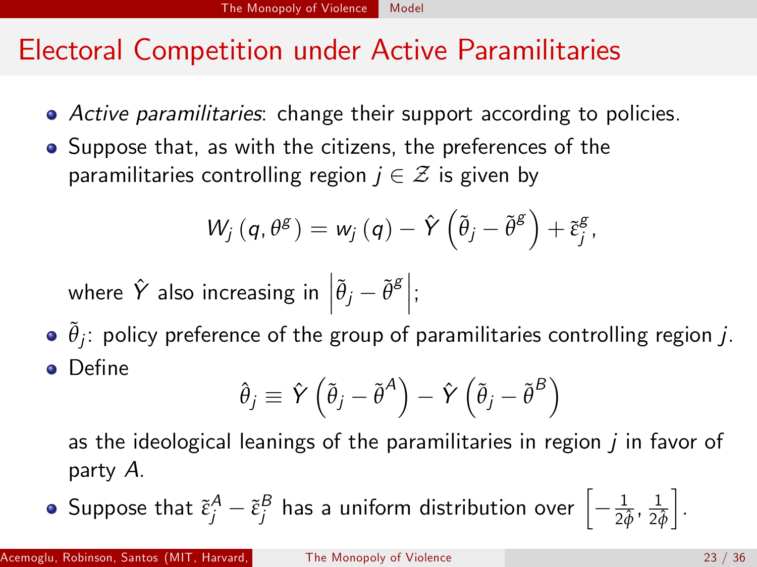# Electoral Competition under Active Paramilitaries

- *Active paramilitaries*: change their support according to policies.
- Suppose that, as with the citizens, the preferences of the paramilitaries controlling region $j \in \mathcal{Z}$ is given by

$$W_j(q, \theta^g) = w_j(q) - \hat{Y}\left(\tilde{\theta}_j - \tilde{\theta}^g\right) + \tilde{\varepsilon}_j^g,$$

  where $\hat{Y}$ also increasing in $\left|\tilde{\theta}_j - \tilde{\theta}^g\right|$;
- $\tilde{\theta}_j$: policy preference of the group of paramilitaries controlling region $j$.
- Define

$$\hat{\theta}_j \equiv \hat{Y}\left(\tilde{\theta}_j - \tilde{\theta}^A\right) - \hat{Y}\left(\tilde{\theta}_j - \tilde{\theta}^B\right)$$

  as the ideological leanings of the paramilitaries in region $j$ in favor of party $A$.
- Suppose that $\tilde{\varepsilon}_j^A - \tilde{\varepsilon}_j^B$ has a uniform distribution over $\left[-\frac{1}{2\hat{\phi}}, \frac{1}{2\hat{\phi}}\right]$.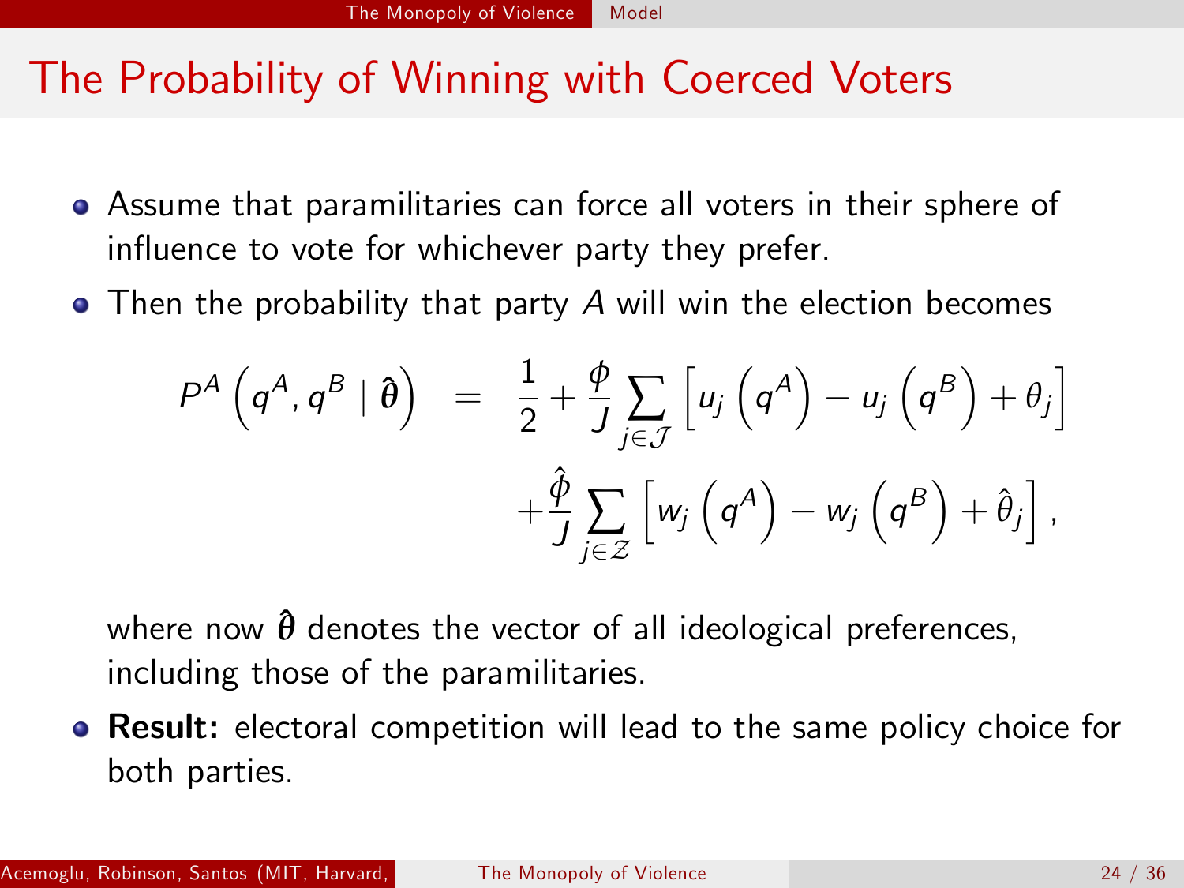# The Probability of Winning with Coerced Voters

- Assume that paramilitaries can force all voters in their sphere of influence to vote for whichever party they prefer.
- Then the probability that party $A$ will win the election becomes

$$
\begin{aligned}
P^{A}\left(q^{A}, q^{B} \mid \hat{\boldsymbol{\theta}}\right) \;=\; & \frac{1}{2} + \frac{\phi}{J} \sum_{j \in \mathcal{J}} \left[ u_j\left(q^{A}\right) - u_j\left(q^{B}\right) + \theta_j \right] \\
& + \frac{\hat{\phi}}{J} \sum_{j \in \mathcal{Z}} \left[ w_j\left(q^{A}\right) - w_j\left(q^{B}\right) + \hat{\theta}_j \right],
\end{aligned}
$$

  where now $\hat{\boldsymbol{\theta}}$ denotes the vector of all ideological preferences, including those of the paramilitaries.

- **Result:** electoral competition will lead to the same policy choice for both parties.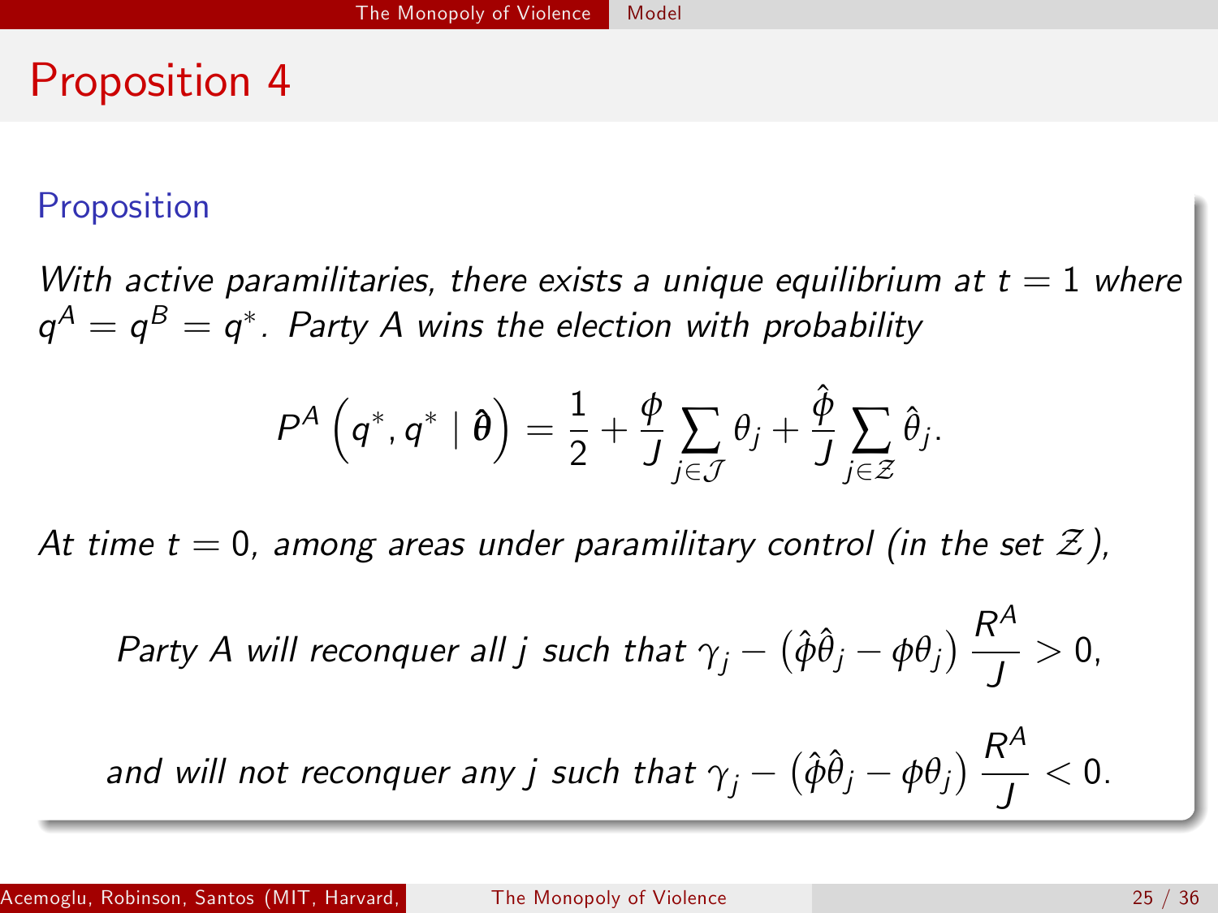# Proposition 4

### Proposition

*With active paramilitaries, there exists a unique equilibrium at $t = 1$ where $q^A = q^B = q^*$. Party A wins the election with probability*

$$P^A\left(q^*, q^* \mid \hat{\boldsymbol{\theta}}\right) = \frac{1}{2} + \frac{\phi}{J}\sum_{j\in\mathcal{J}}\theta_j + \frac{\hat{\phi}}{J}\sum_{j\in\mathcal{Z}}\hat{\theta}_j.$$

*At time $t = 0$, among areas under paramilitary control (in the set $\mathcal{Z}$),*

*Party A will reconquer all $j$ such that* $\gamma_j - \left(\hat{\phi}\hat{\theta}_j - \phi\theta_j\right)\dfrac{R^A}{J} > 0$,

*and will not reconquer any $j$ such that* $\gamma_j - \left(\hat{\phi}\hat{\theta}_j - \phi\theta_j\right)\dfrac{R^A}{J} < 0$.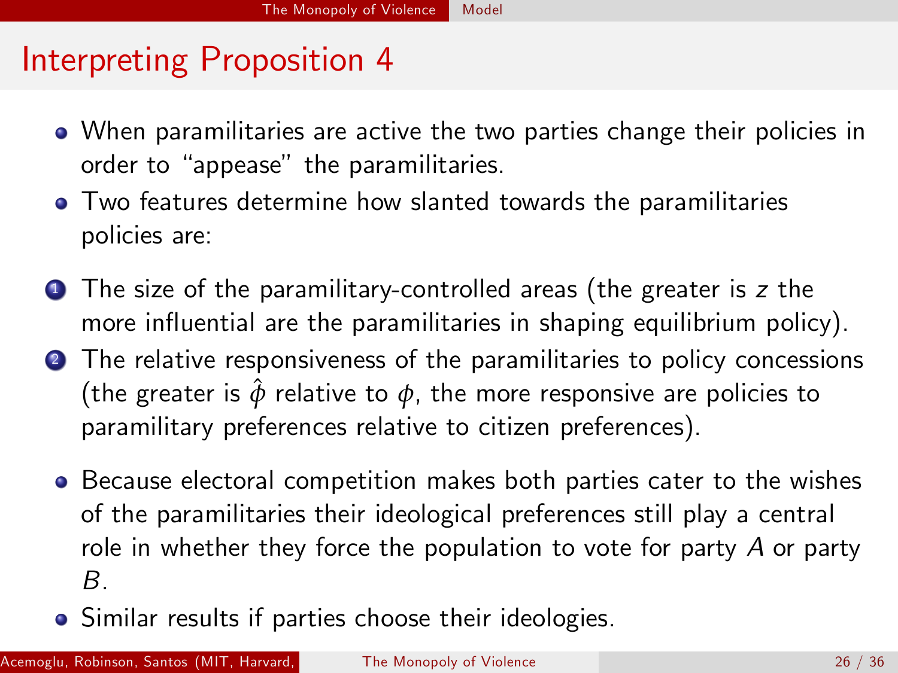# Interpreting Proposition 4

- When paramilitaries are active the two parties change their policies in order to "appease" the paramilitaries.
- Two features determine how slanted towards the paramilitaries policies are:

1. The size of the paramilitary-controlled areas (the greater is $z$ the more influential are the paramilitaries in shaping equilibrium policy).
2. The relative responsiveness of the paramilitaries to policy concessions (the greater is $\hat{\phi}$ relative to $\phi$, the more responsive are policies to paramilitary preferences relative to citizen preferences).

- Because electoral competition makes both parties cater to the wishes of the paramilitaries their ideological preferences still play a central role in whether they force the population to vote for party $A$ or party $B$.
- Similar results if parties choose their ideologies.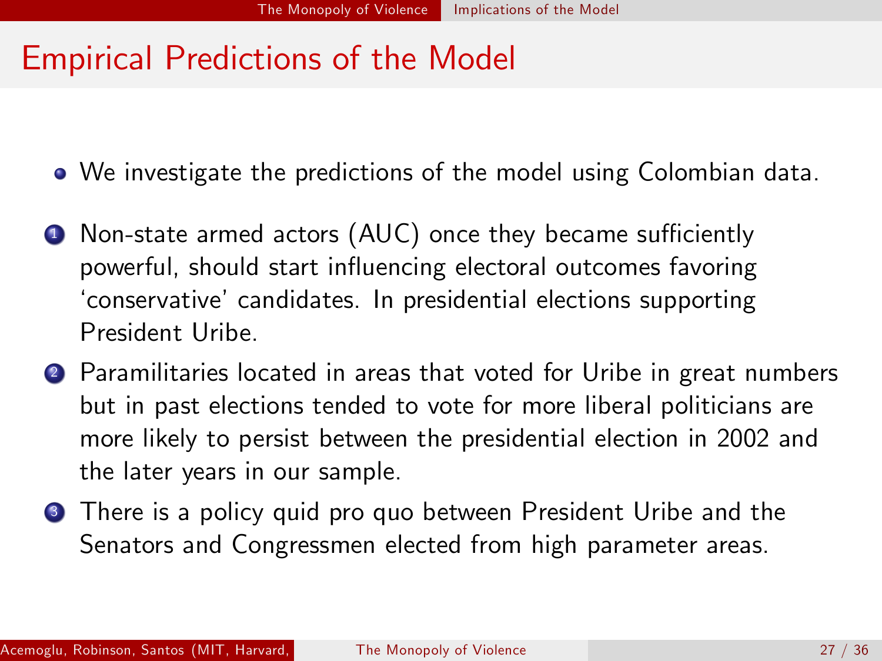## Empirical Predictions of the Model

- We investigate the predictions of the model using Colombian data.

1. Non-state armed actors (AUC) once they became sufficiently powerful, should start influencing electoral outcomes favoring 'conservative' candidates. In presidential elections supporting President Uribe.
2. Paramilitaries located in areas that voted for Uribe in great numbers but in past elections tended to vote for more liberal politicians are more likely to persist between the presidential election in 2002 and the later years in our sample.
3. There is a policy quid pro quo between President Uribe and the Senators and Congressmen elected from high parameter areas.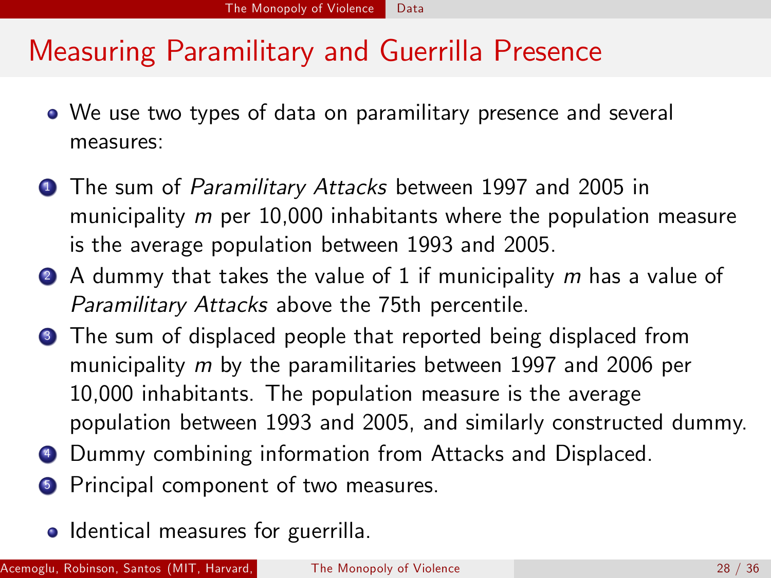# Measuring Paramilitary and Guerrilla Presence

- We use two types of data on paramilitary presence and several measures:

1. The sum of *Paramilitary Attacks* between 1997 and 2005 in municipality $m$ per 10,000 inhabitants where the population measure is the average population between 1993 and 2005.
2. A dummy that takes the value of 1 if municipality $m$ has a value of *Paramilitary Attacks* above the 75th percentile.
3. The sum of displaced people that reported being displaced from municipality $m$ by the paramilitaries between 1997 and 2006 per 10,000 inhabitants. The population measure is the average population between 1993 and 2005, and similarly constructed dummy.
4. Dummy combining information from Attacks and Displaced.
5. Principal component of two measures.

- Identical measures for guerrilla.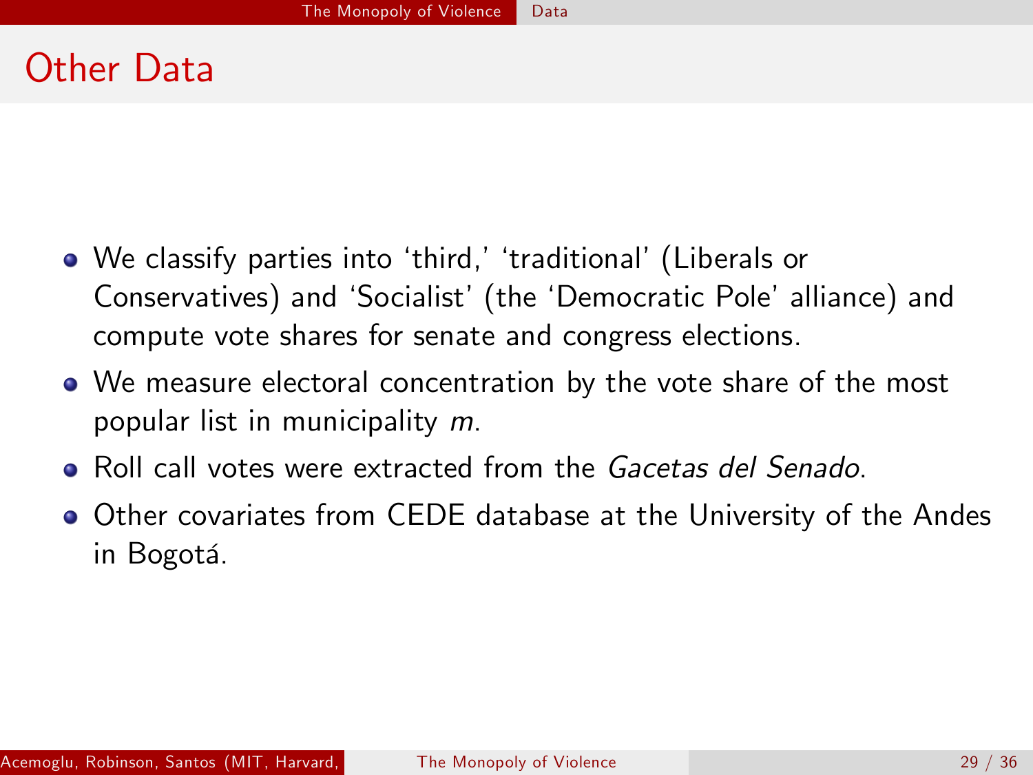# Other Data

- We classify parties into 'third,' 'traditional' (Liberals or Conservatives) and 'Socialist' (the 'Democratic Pole' alliance) and compute vote shares for senate and congress elections.
- We measure electoral concentration by the vote share of the most popular list in municipality $m$.
- Roll call votes were extracted from the *Gacetas del Senado*.
- Other covariates from CEDE database at the University of the Andes in Bogotá.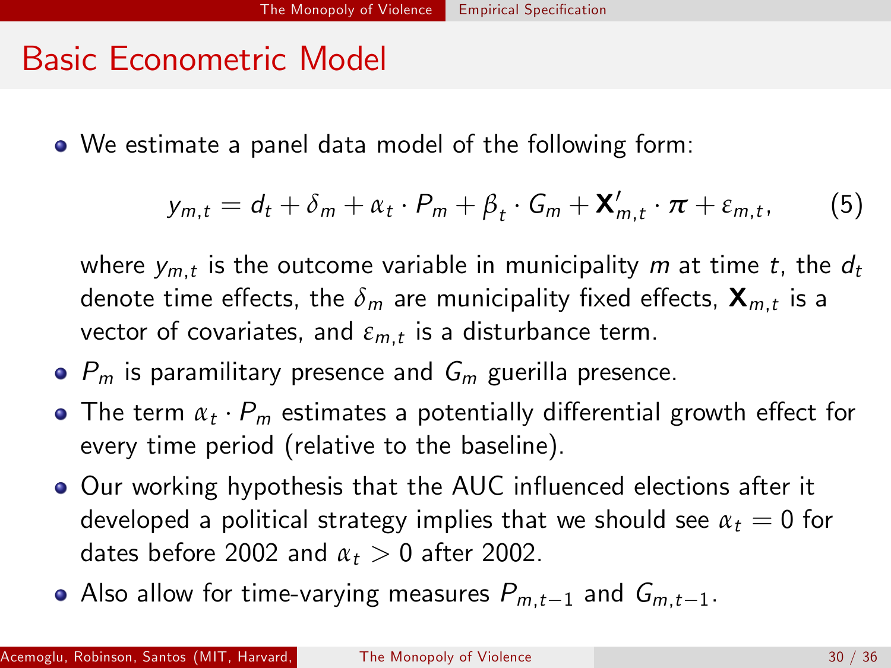# Basic Econometric Model

- We estimate a panel data model of the following form:

$$y_{m,t} = d_t + \delta_m + \alpha_t \cdot P_m + \beta_t \cdot G_m + \mathbf{X}'_{m,t} \cdot \boldsymbol{\pi} + \varepsilon_{m,t}, \tag{5}$$

  where $y_{m,t}$ is the outcome variable in municipality $m$ at time $t$, the $d_t$ denote time effects, the $\delta_m$ are municipality fixed effects, $\mathbf{X}_{m,t}$ is a vector of covariates, and $\varepsilon_{m,t}$ is a disturbance term.

- $P_m$ is paramilitary presence and $G_m$ guerilla presence.
- The term $\alpha_t \cdot P_m$ estimates a potentially differential growth effect for every time period (relative to the baseline).
- Our working hypothesis that the AUC influenced elections after it developed a political strategy implies that we should see $\alpha_t = 0$ for dates before 2002 and $\alpha_t > 0$ after 2002.
- Also allow for time-varying measures $P_{m,t-1}$ and $G_{m,t-1}$.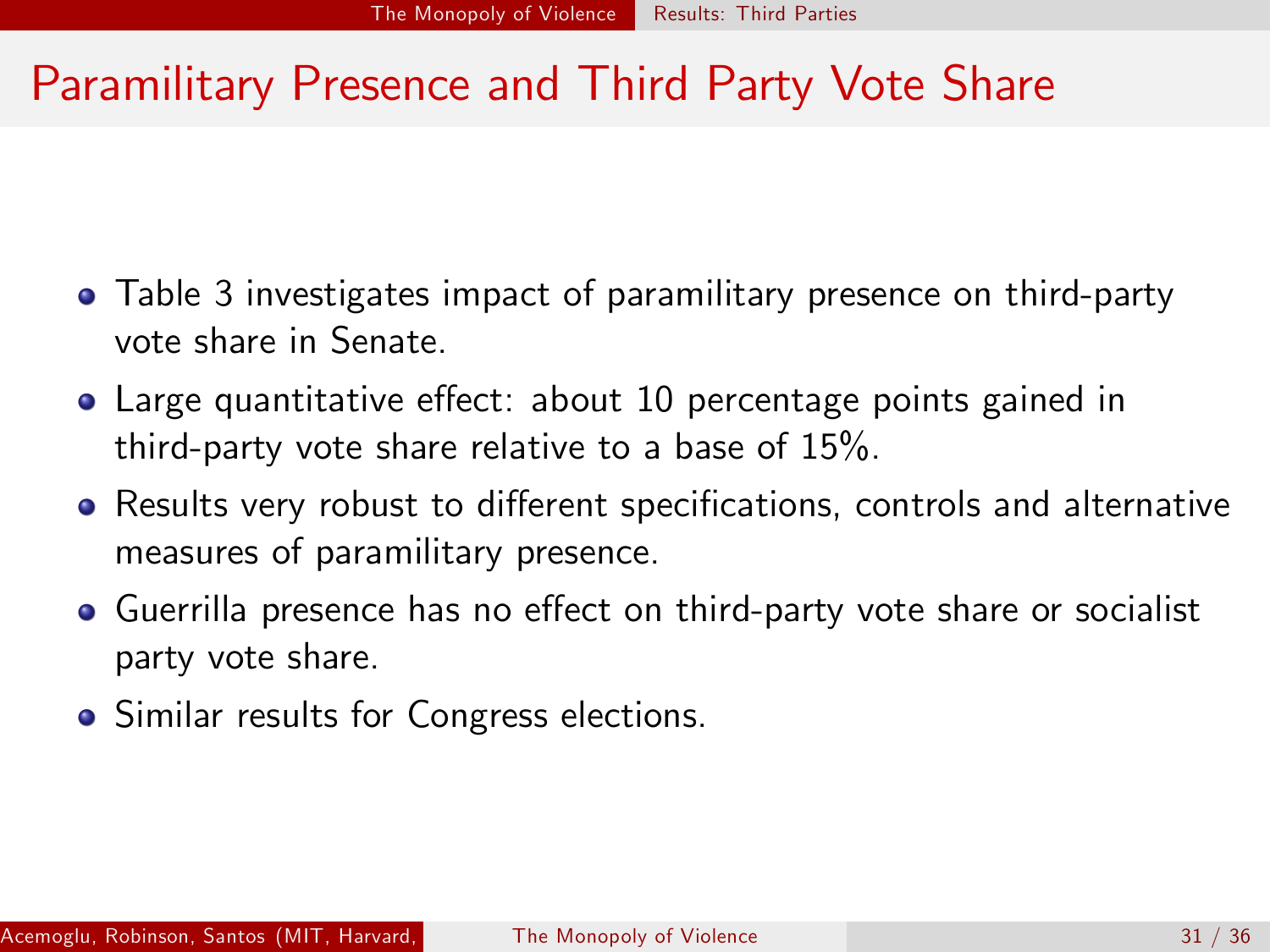# Paramilitary Presence and Third Party Vote Share

- Table 3 investigates impact of paramilitary presence on third-party vote share in Senate.
- Large quantitative effect: about 10 percentage points gained in third-party vote share relative to a base of 15%.
- Results very robust to different specifications, controls and alternative measures of paramilitary presence.
- Guerrilla presence has no effect on third-party vote share or socialist party vote share.
- Similar results for Congress elections.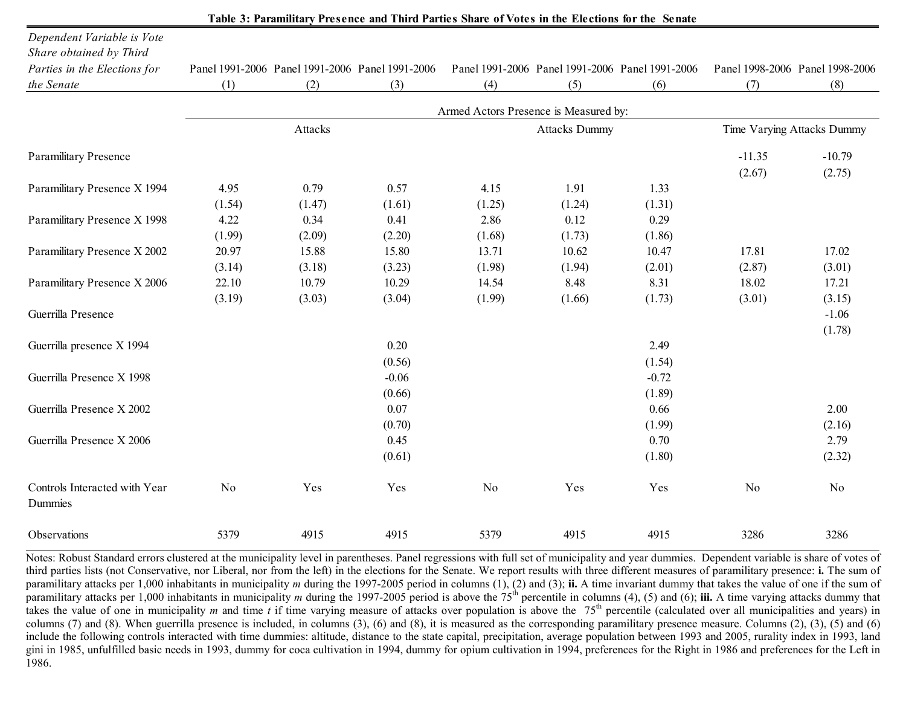**Table 3: Paramilitary Presence and Third Parties Share of Votes in the Elections for the Senate**

| *Dependent Variable is Vote Share obtained by Third Parties in the Elections for the Senate* | Panel 1991-2006 (1) | Panel 1991-2006 (2) | Panel 1991-2006 (3) | Panel 1991-2006 (4) | Panel 1991-2006 (5) | Panel 1991-2006 (6) | Panel 1998-2006 (7) | Panel 1998-2006 (8) |
|---|---|---|---|---|---|---|---|---|
| | Armed Actors Presence is Measured by: | | | | | | | |
| | Attacks | | | Attacks Dummy | | | Time Varying Attacks Dummy | |
| Paramilitary Presence | | | | | | | -11.35 | -10.79 |
| | | | | | | | (2.67) | (2.75) |
| Paramilitary Presence X 1994 | 4.95 | 0.79 | 0.57 | 4.15 | 1.91 | 1.33 | | |
| | (1.54) | (1.47) | (1.61) | (1.25) | (1.24) | (1.31) | | |
| Paramilitary Presence X 1998 | 4.22 | 0.34 | 0.41 | 2.86 | 0.12 | 0.29 | | |
| | (1.99) | (2.09) | (2.20) | (1.68) | (1.73) | (1.86) | | |
| Paramilitary Presence X 2002 | 20.97 | 15.88 | 15.80 | 13.71 | 10.62 | 10.47 | 17.81 | 17.02 |
| | (3.14) | (3.18) | (3.23) | (1.98) | (1.94) | (2.01) | (2.87) | (3.01) |
| Paramilitary Presence X 2006 | 22.10 | 10.79 | 10.29 | 14.54 | 8.48 | 8.31 | 18.02 | 17.21 |
| | (3.19) | (3.03) | (3.04) | (1.99) | (1.66) | (1.73) | (3.01) | (3.15) |
| Guerrilla Presence | | | | | | | | -1.06 |
| | | | | | | | | (1.78) |
| Guerrilla presence X 1994 | | | 0.20 | | | 2.49 | | |
| | | | (0.56) | | | (1.54) | | |
| Guerrilla Presence X 1998 | | | -0.06 | | | -0.72 | | |
| | | | (0.66) | | | (1.89) | | |
| Guerrilla Presence X 2002 | | | 0.07 | | | 0.66 | | 2.00 |
| | | | (0.70) | | | (1.99) | | (2.16) |
| Guerrilla Presence X 2006 | | | 0.45 | | | 0.70 | | 2.79 |
| | | | (0.61) | | | (1.80) | | (2.32) |
| Controls Interacted with Year Dummies | No | Yes | Yes | No | Yes | Yes | No | No |
| Observations | 5379 | 4915 | 4915 | 5379 | 4915 | 4915 | 3286 | 3286 |

Notes: Robust Standard errors clustered at the municipality level in parentheses. Panel regressions with full set of municipality and year dummies. Dependent variable is share of votes of third parties lists (not Conservative, nor Liberal, nor from the left) in the elections for the Senate. We report results with three different measures of paramilitary presence: **i.** The sum of paramilitary attacks per 1,000 inhabitants in municipality *m* during the 1997-2005 period in columns (1), (2) and (3); **ii.** A time invariant dummy that takes the value of one if the sum of paramilitary attacks per 1,000 inhabitants in municipality *m* during the 1997-2005 period is above the 75th percentile in columns (4), (5) and (6); **iii.** A time varying attacks dummy that takes the value of one in municipality *m* and time *t* if time varying measure of attacks over population is above the 75th percentile (calculated over all municipalities and years) in columns (7) and (8). When guerrilla presence is included, in columns (3), (6) and (8), it is measured as the corresponding paramilitary presence measure. Columns (2), (3), (5) and (6) include the following controls interacted with time dummies: altitude, distance to the state capital, precipitation, average population between 1993 and 2005, rurality index in 1993, land gini in 1985, unfulfilled basic needs in 1993, dummy for coca cultivation in 1994, dummy for opium cultivation in 1994, preferences for the Right in 1986 and preferences for the Left in 1986.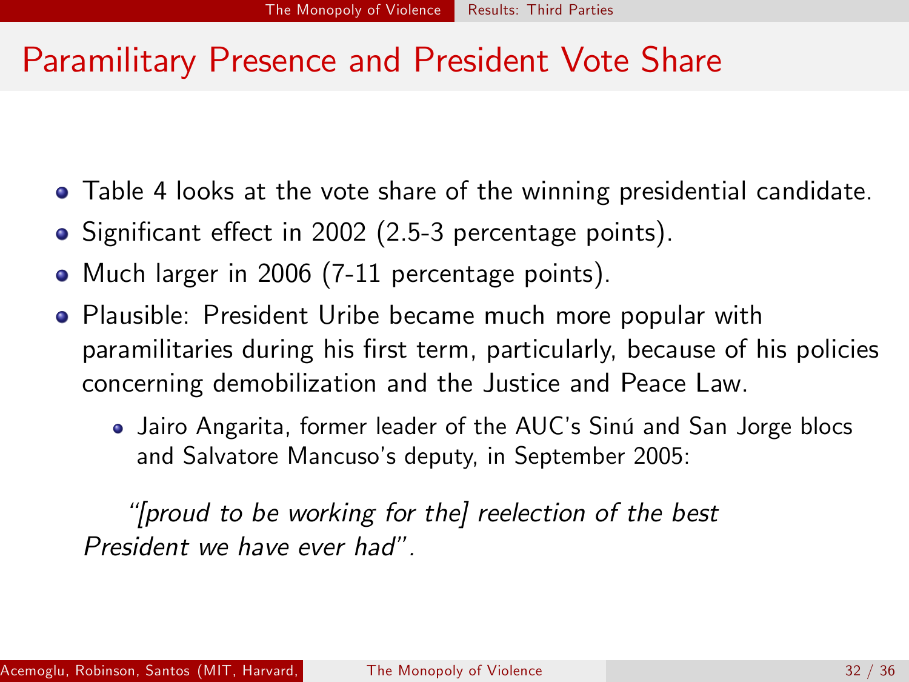# Paramilitary Presence and President Vote Share

- Table 4 looks at the vote share of the winning presidential candidate.
- Significant effect in 2002 (2.5-3 percentage points).
- Much larger in 2006 (7-11 percentage points).
- Plausible: President Uribe became much more popular with paramilitaries during his first term, particularly, because of his policies concerning demobilization and the Justice and Peace Law.
  - Jairo Angarita, former leader of the AUC's Sinú and San Jorge blocs and Salvatore Mancuso's deputy, in September 2005:

*"[proud to be working for the] reelection of the best President we have ever had".*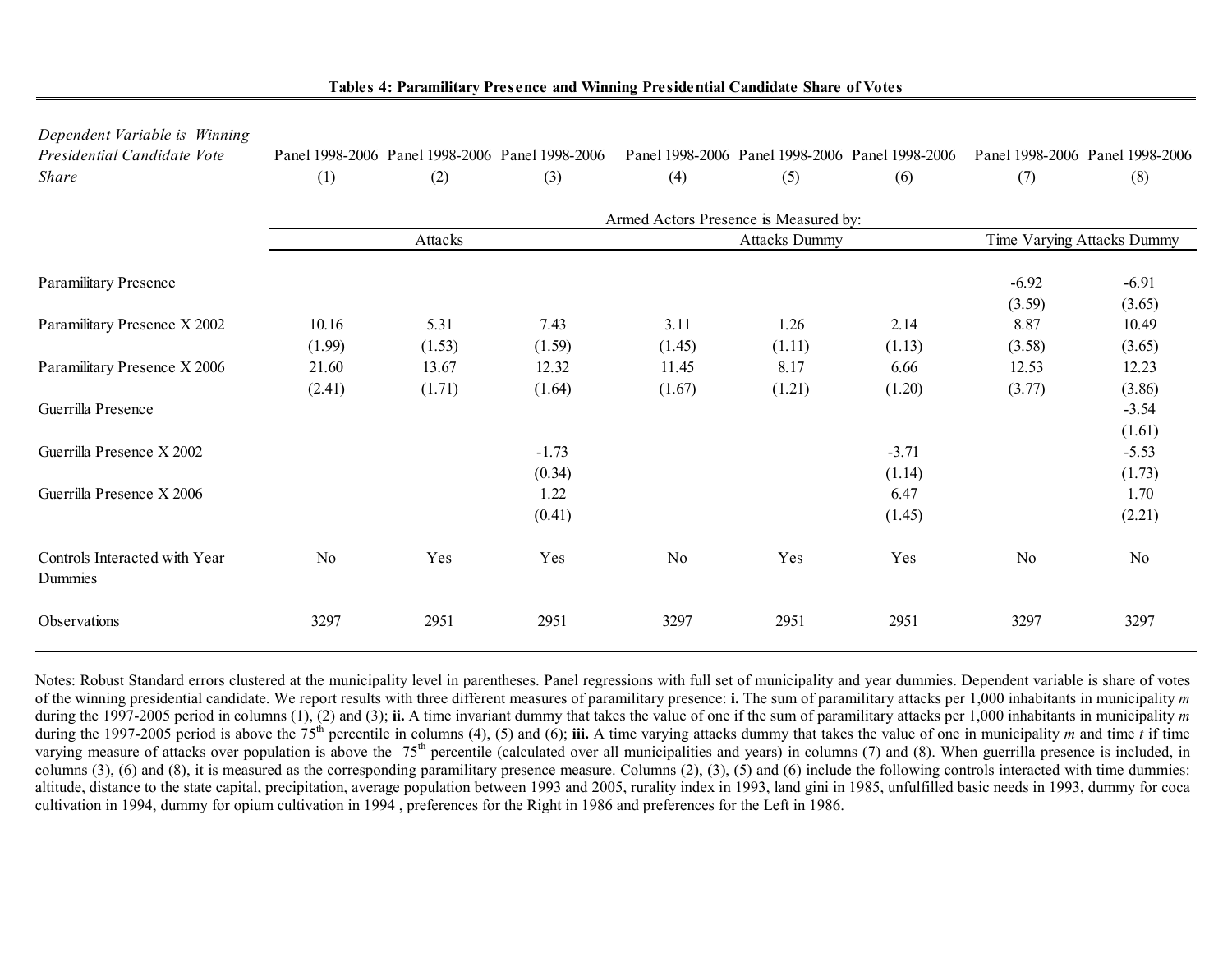**Tables 4: Paramilitary Presence and Winning Presidential Candidate Share of Votes**

| *Dependent Variable is Winning Presidential Candidate Vote Share* | Panel 1998-2006 (1) | Panel 1998-2006 (2) | Panel 1998-2006 (3) | Panel 1998-2006 (4) | Panel 1998-2006 (5) | Panel 1998-2006 (6) | Panel 1998-2006 (7) | Panel 1998-2006 (8) |
|---|---|---|---|---|---|---|---|---|
| | Armed Actors Presence is Measured by: | | | | | | | |
| | Attacks | | | Attacks Dummy | | | Time Varying Attacks Dummy | |
| Paramilitary Presence | | | | | | | -6.92 | -6.91 |
| | | | | | | | (3.59) | (3.65) |
| Paramilitary Presence X 2002 | 10.16 | 5.31 | 7.43 | 3.11 | 1.26 | 2.14 | 8.87 | 10.49 |
| | (1.99) | (1.53) | (1.59) | (1.45) | (1.11) | (1.13) | (3.58) | (3.65) |
| Paramilitary Presence X 2006 | 21.60 | 13.67 | 12.32 | 11.45 | 8.17 | 6.66 | 12.53 | 12.23 |
| | (2.41) | (1.71) | (1.64) | (1.67) | (1.21) | (1.20) | (3.77) | (3.86) |
| Guerrilla Presence | | | | | | | | -3.54 |
| | | | | | | | | (1.61) |
| Guerrilla Presence X 2002 | | | -1.73 | | | -3.71 | | -5.53 |
| | | | (0.34) | | | (1.14) | | (1.73) |
| Guerrilla Presence X 2006 | | | 1.22 | | | 6.47 | | 1.70 |
| | | | (0.41) | | | (1.45) | | (2.21) |
| Controls Interacted with Year Dummies | No | Yes | Yes | No | Yes | Yes | No | No |
| Observations | 3297 | 2951 | 2951 | 3297 | 2951 | 2951 | 3297 | 3297 |

Notes: Robust Standard errors clustered at the municipality level in parentheses. Panel regressions with full set of municipality and year dummies. Dependent variable is share of votes of the winning presidential candidate. We report results with three different measures of paramilitary presence: **i.** The sum of paramilitary attacks per 1,000 inhabitants in municipality *m* during the 1997-2005 period in columns (1), (2) and (3); **ii.** A time invariant dummy that takes the value of one if the sum of paramilitary attacks per 1,000 inhabitants in municipality *m* during the 1997-2005 period is above the 75th percentile in columns (4), (5) and (6); **iii.** A time varying attacks dummy that takes the value of one in municipality *m* and time *t* if time varying measure of attacks over population is above the 75th percentile (calculated over all municipalities and years) in columns (7) and (8). When guerrilla presence is included, in columns (3), (6) and (8), it is measured as the corresponding paramilitary presence measure. Columns (2), (3), (5) and (6) include the following controls interacted with time dummies: altitude, distance to the state capital, precipitation, average population between 1993 and 2005, rurality index in 1993, land gini in 1985, unfulfilled basic needs in 1993, dummy for coca cultivation in 1994, dummy for opium cultivation in 1994 , preferences for the Right in 1986 and preferences for the Left in 1986.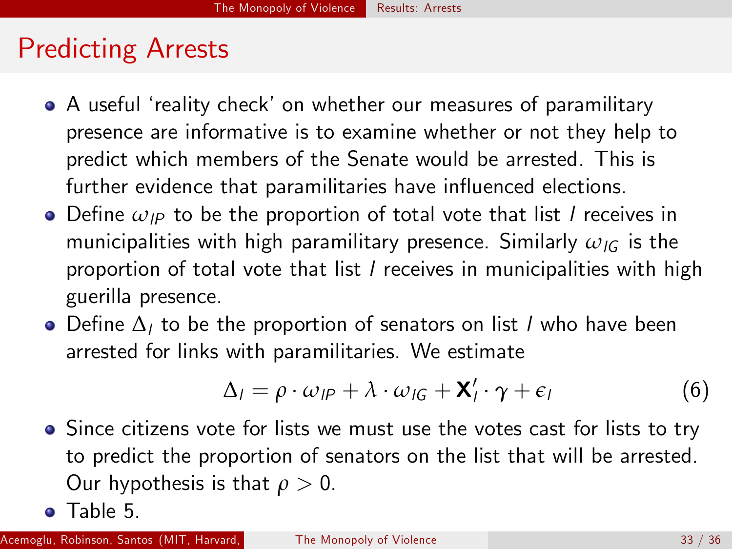# Predicting Arrests

- A useful 'reality check' on whether our measures of paramilitary presence are informative is to examine whether or not they help to predict which members of the Senate would be arrested. This is further evidence that paramilitaries have influenced elections.
- Define $\omega_{lP}$ to be the proportion of total vote that list $l$ receives in municipalities with high paramilitary presence. Similarly $\omega_{lG}$ is the proportion of total vote that list $l$ receives in municipalities with high guerilla presence.
- Define $\Delta_l$ to be the proportion of senators on list $l$ who have been arrested for links with paramilitaries. We estimate

$$\Delta_l = \rho \cdot \omega_{lP} + \lambda \cdot \omega_{lG} + \mathbf{X}_l' \cdot \gamma + \epsilon_l \tag{6}$$

- Since citizens vote for lists we must use the votes cast for lists to try to predict the proportion of senators on the list that will be arrested. Our hypothesis is that $\rho > 0$.
- Table 5.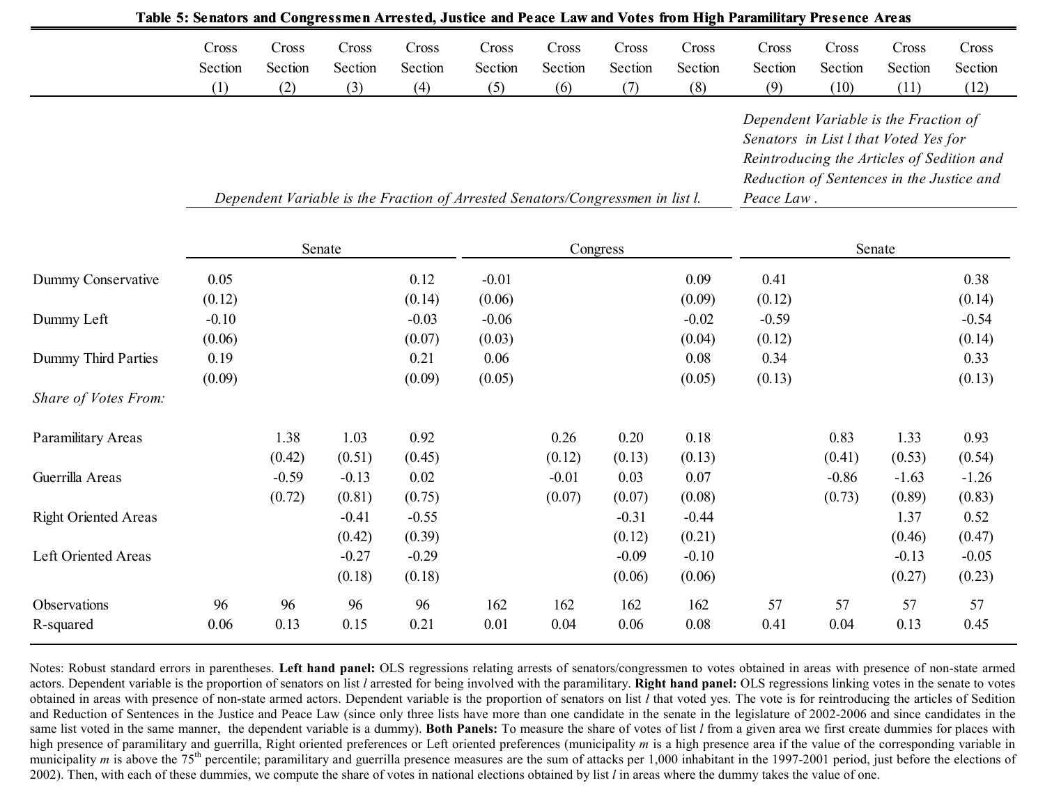**Table 5: Senators and Congressmen Arrested, Justice and Peace Law and Votes from High Paramilitary Presence Areas**

| | Cross Section (1) | Cross Section (2) | Cross Section (3) | Cross Section (4) | Cross Section (5) | Cross Section (6) | Cross Section (7) | Cross Section (8) | Cross Section (9) | Cross Section (10) | Cross Section (11) | Cross Section (12) |
|---|---|---|---|---|---|---|---|---|---|---|---|---|
| | *Dependent Variable is the Fraction of Arrested Senators/Congressmen in list l.* | | | | | | | | *Dependent Variable is the Fraction of Senators in List l that Voted Yes for Reintroducing the Articles of Sedition and Reduction of Sentences in the Justice and Peace Law .* | | | |
| | Senate | | | | Congress | | | | Senate | | | |
| Dummy Conservative | 0.05 | | | 0.12 | -0.01 | | | 0.09 | 0.41 | | | 0.38 |
| | (0.12) | | | (0.14) | (0.06) | | | (0.09) | (0.12) | | | (0.14) |
| Dummy Left | -0.10 | | | -0.03 | -0.06 | | | -0.02 | -0.59 | | | -0.54 |
| | (0.06) | | | (0.07) | (0.03) | | | (0.04) | (0.12) | | | (0.14) |
| Dummy Third Parties | 0.19 | | | 0.21 | 0.06 | | | 0.08 | 0.34 | | | 0.33 |
| | (0.09) | | | (0.09) | (0.05) | | | (0.05) | (0.13) | | | (0.13) |
| *Share of Votes From:* | | | | | | | | | | | | |
| Paramilitary Areas | | 1.38 | 1.03 | 0.92 | | 0.26 | 0.20 | 0.18 | | 0.83 | 1.33 | 0.93 |
| | | (0.42) | (0.51) | (0.45) | | (0.12) | (0.13) | (0.13) | | (0.41) | (0.53) | (0.54) |
| Guerrilla Areas | | -0.59 | -0.13 | 0.02 | | -0.01 | 0.03 | 0.07 | | -0.86 | -1.63 | -1.26 |
| | | (0.72) | (0.81) | (0.75) | | (0.07) | (0.07) | (0.08) | | (0.73) | (0.89) | (0.83) |
| Right Oriented Areas | | | -0.41 | -0.55 | | | -0.31 | -0.44 | | | 1.37 | 0.52 |
| | | | (0.42) | (0.39) | | | (0.12) | (0.21) | | | (0.46) | (0.47) |
| Left Oriented Areas | | | -0.27 | -0.29 | | | -0.09 | -0.10 | | | -0.13 | -0.05 |
| | | | (0.18) | (0.18) | | | (0.06) | (0.06) | | | (0.27) | (0.23) |
| Observations | 96 | 96 | 96 | 96 | 162 | 162 | 162 | 162 | 57 | 57 | 57 | 57 |
| R-squared | 0.06 | 0.13 | 0.15 | 0.21 | 0.01 | 0.04 | 0.06 | 0.08 | 0.41 | 0.04 | 0.13 | 0.45 |

Notes: Robust standard errors in parentheses. **Left hand panel:** OLS regressions relating arrests of senators/congressmen to votes obtained in areas with presence of non-state armed actors. Dependent variable is the proportion of senators on list *l* arrested for being involved with the paramilitary. **Right hand panel:** OLS regressions linking votes in the senate to votes obtained in areas with presence of non-state armed actors. Dependent variable is the proportion of senators on list *l* that voted yes. The vote is for reintroducing the articles of Sedition and Reduction of Sentences in the Justice and Peace Law (since only three lists have more than one candidate in the senate in the legislature of 2002-2006 and since candidates in the same list voted in the same manner, the dependent variable is a dummy). **Both Panels:** To measure the share of votes of list *l* from a given area we first create dummies for places with high presence of paramilitary and guerrilla, Right oriented preferences or Left oriented preferences (municipality *m* is a high presence area if the value of the corresponding variable in municipality *m* is above the 75$^{th}$ percentile; paramilitary and guerrilla presence measures are the sum of attacks per 1,000 inhabitant in the 1997-2001 period, just before the elections of 2002). Then, with each of these dummies, we compute the share of votes in national elections obtained by list *l* in areas where the dummy takes the value of one.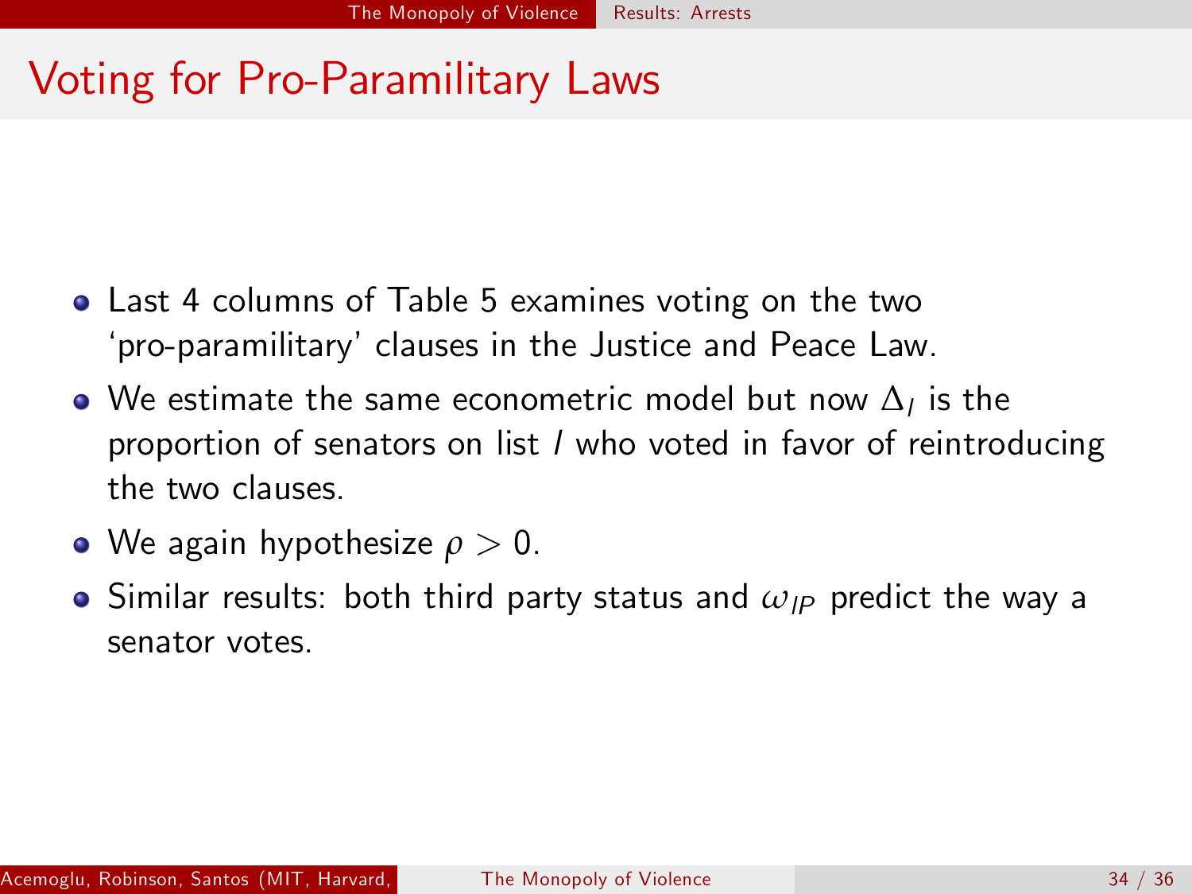# Voting for Pro-Paramilitary Laws

- Last 4 columns of Table 5 examines voting on the two 'pro-paramilitary' clauses in the Justice and Peace Law.
- We estimate the same econometric model but now $\Delta_l$ is the proportion of senators on list $l$ who voted in favor of reintroducing the two clauses.
- We again hypothesize $\rho > 0$.
- Similar results: both third party status and $\omega_{lP}$ predict the way a senator votes.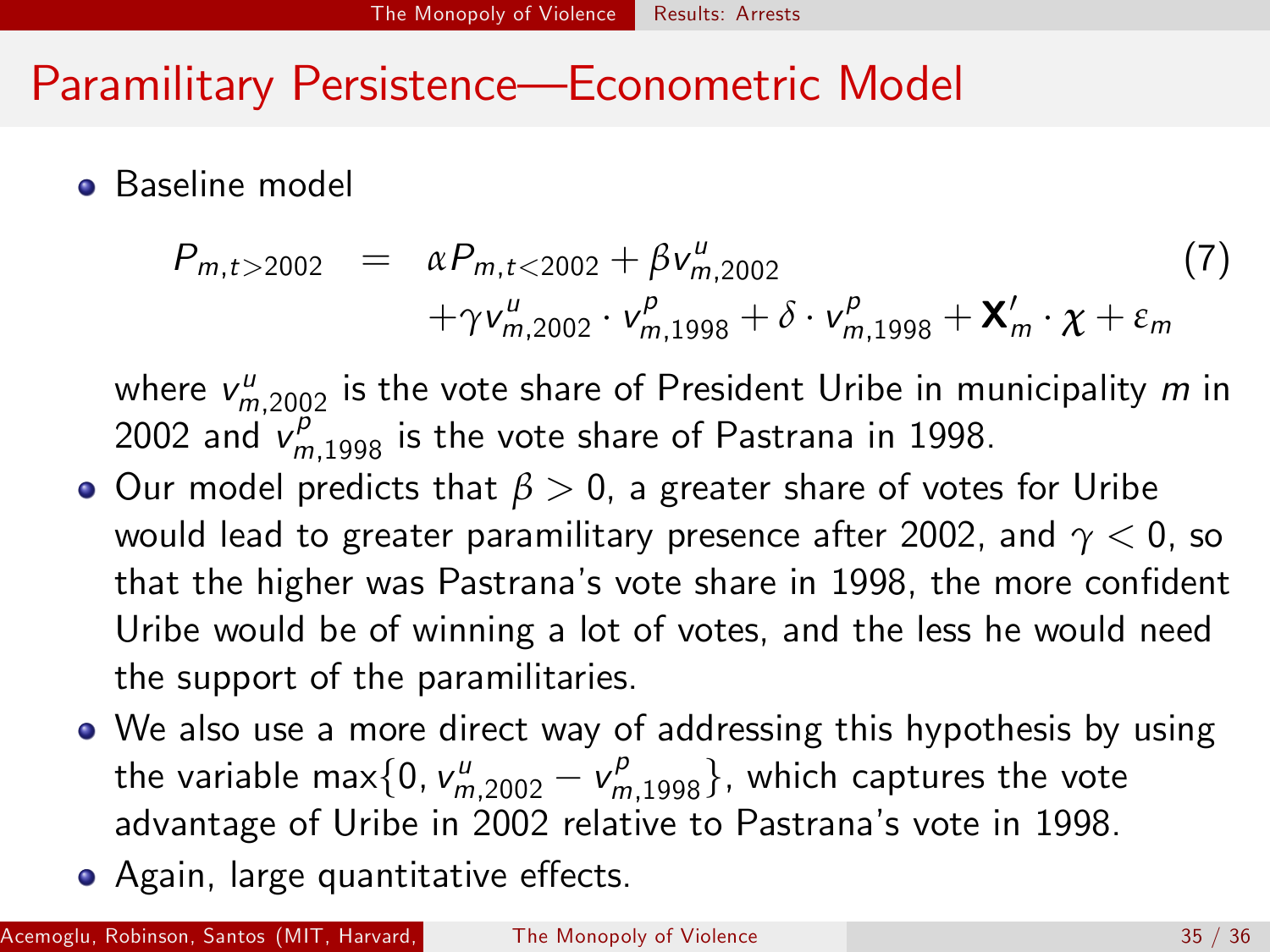# Paramilitary Persistence—Econometric Model

- Baseline model

$$
\begin{aligned}
P_{m,t>2002} \quad = \quad & \alpha P_{m,t<2002} + \beta v^{u}_{m,2002} \\
& + \gamma v^{u}_{m,2002} \cdot v^{p}_{m,1998} + \delta \cdot v^{p}_{m,1998} + \mathbf{X}'_{m} \cdot \chi + \varepsilon_{m}
\end{aligned} \tag{7}
$$

  where $v^{u}_{m,2002}$ is the vote share of President Uribe in municipality $m$ in 2002 and $v^{p}_{m,1998}$ is the vote share of Pastrana in 1998.

- Our model predicts that $\beta > 0$, a greater share of votes for Uribe would lead to greater paramilitary presence after 2002, and $\gamma < 0$, so that the higher was Pastrana's vote share in 1998, the more confident Uribe would be of winning a lot of votes, and the less he would need the support of the paramilitaries.
- We also use a more direct way of addressing this hypothesis by using the variable $\max\{0, v^{u}_{m,2002} - v^{p}_{m,1998}\}$, which captures the vote advantage of Uribe in 2002 relative to Pastrana's vote in 1998.
- Again, large quantitative effects.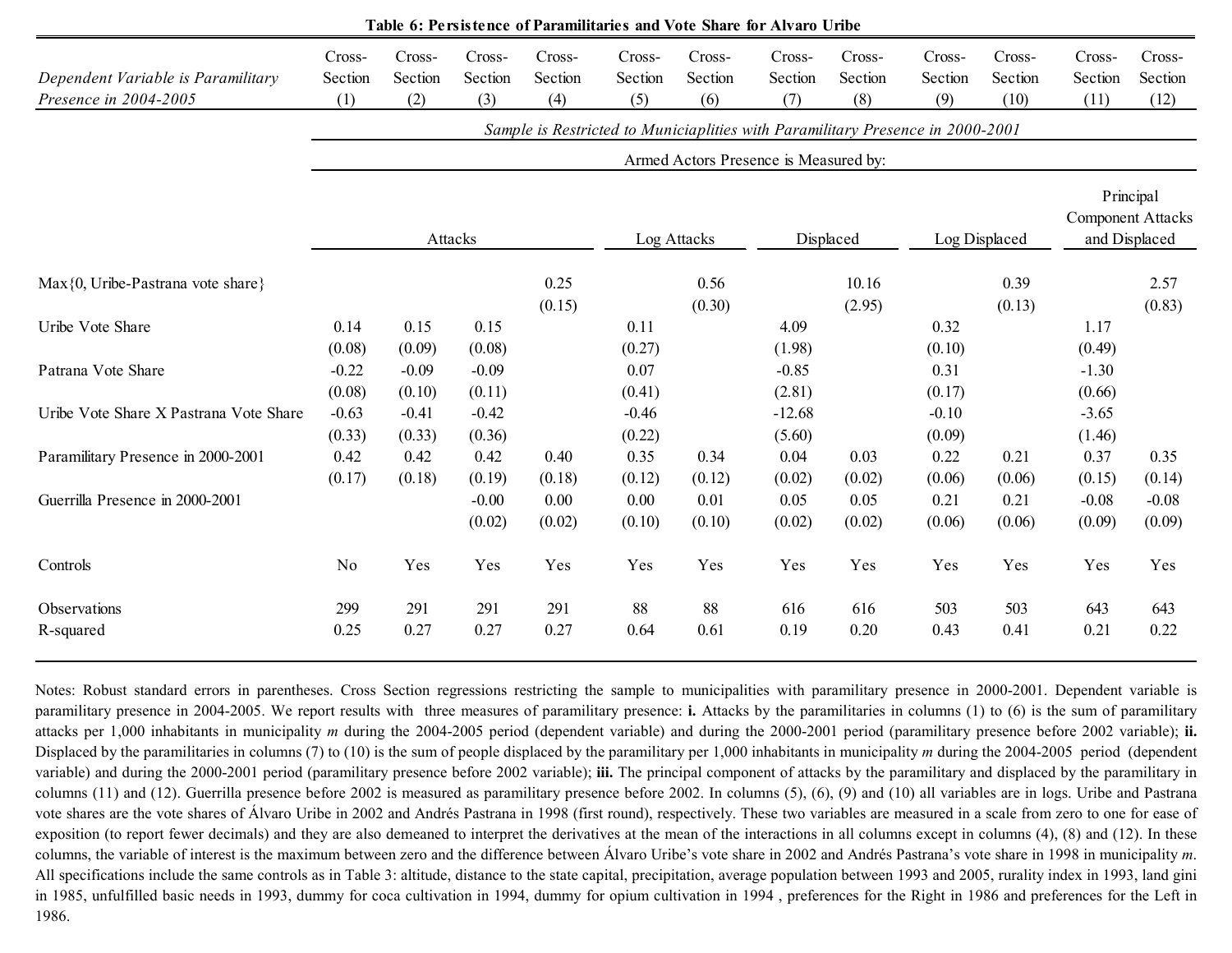**Table 6: Persistence of Paramilitaries and Vote Share for Alvaro Uribe**

| *Dependent Variable is Paramilitary Presence in 2004-2005* | Cross-Section (1) | Cross-Section (2) | Cross-Section (3) | Cross-Section (4) | Cross-Section (5) | Cross-Section (6) | Cross-Section (7) | Cross-Section (8) | Cross-Section (9) | Cross-Section (10) | Cross-Section (11) | Cross-Section (12) |
|---|---|---|---|---|---|---|---|---|---|---|---|---|
| | *Sample is Restricted to Municiaplities with Paramilitary Presence in 2000-2001* | | | | | | | | | | | |
| | Armed Actors Presence is Measured by: | | | | | | | | | | | |
| | Attacks | | | | Log Attacks | | Displaced | | Log Displaced | | Principal Component Attacks and Displaced | |
| Max{0, Uribe-Pastrana vote share} | | | | 0.25 | | 0.56 | | 10.16 | | 0.39 | | 2.57 |
| | | | | (0.15) | | (0.30) | | (2.95) | | (0.13) | | (0.83) |
| Uribe Vote Share | 0.14 | 0.15 | 0.15 | | 0.11 | | 4.09 | | 0.32 | | 1.17 | |
| | (0.08) | (0.09) | (0.08) | | (0.27) | | (1.98) | | (0.10) | | (0.49) | |
| Patrana Vote Share | -0.22 | -0.09 | -0.09 | | 0.07 | | -0.85 | | 0.31 | | -1.30 | |
| | (0.08) | (0.10) | (0.11) | | (0.41) | | (2.81) | | (0.17) | | (0.66) | |
| Uribe Vote Share X Pastrana Vote Share | -0.63 | -0.41 | -0.42 | | -0.46 | | -12.68 | | -0.10 | | -3.65 | |
| | (0.33) | (0.33) | (0.36) | | (0.22) | | (5.60) | | (0.09) | | (1.46) | |
| Paramilitary Presence in 2000-2001 | 0.42 | 0.42 | 0.42 | 0.40 | 0.35 | 0.34 | 0.04 | 0.03 | 0.22 | 0.21 | 0.37 | 0.35 |
| | (0.17) | (0.18) | (0.19) | (0.18) | (0.12) | (0.12) | (0.02) | (0.02) | (0.06) | (0.06) | (0.15) | (0.14) |
| Guerrilla Presence in 2000-2001 | | | -0.00 | 0.00 | 0.00 | 0.01 | 0.05 | 0.05 | 0.21 | 0.21 | -0.08 | -0.08 |
| | | | (0.02) | (0.02) | (0.10) | (0.10) | (0.02) | (0.02) | (0.06) | (0.06) | (0.09) | (0.09) |
| Controls | No | Yes | Yes | Yes | Yes | Yes | Yes | Yes | Yes | Yes | Yes | Yes |
| Observations | 299 | 291 | 291 | 291 | 88 | 88 | 616 | 616 | 503 | 503 | 643 | 643 |
| R-squared | 0.25 | 0.27 | 0.27 | 0.27 | 0.64 | 0.61 | 0.19 | 0.20 | 0.43 | 0.41 | 0.21 | 0.22 |

Notes: Robust standard errors in parentheses. Cross Section regressions restricting the sample to municipalities with paramilitary presence in 2000-2001. Dependent variable is paramilitary presence in 2004-2005. We report results with three measures of paramilitary presence: **i.** Attacks by the paramilitaries in columns (1) to (6) is the sum of paramilitary attacks per 1,000 inhabitants in municipality *m* during the 2004-2005 period (dependent variable) and during the 2000-2001 period (paramilitary presence before 2002 variable); **ii.** Displaced by the paramilitaries in columns (7) to (10) is the sum of people displaced by the paramilitary per 1,000 inhabitants in municipality *m* during the 2004-2005 period (dependent variable) and during the 2000-2001 period (paramilitary presence before 2002 variable); **iii.** The principal component of attacks by the paramilitary and displaced by the paramilitary in columns (11) and (12). Guerrilla presence before 2002 is measured as paramilitary presence before 2002. In columns (5), (6), (9) and (10) all variables are in logs. Uribe and Pastrana vote shares are the vote shares of Álvaro Uribe in 2002 and Andrés Pastrana in 1998 (first round), respectively. These two variables are measured in a scale from zero to one for ease of exposition (to report fewer decimals) and they are also demeaned to interpret the derivatives at the mean of the interactions in all columns except in columns (4), (8) and (12). In these columns, the variable of interest is the maximum between zero and the difference between Álvaro Uribe's vote share in 2002 and Andrés Pastrana's vote share in 1998 in municipality *m*. All specifications include the same controls as in Table 3: altitude, distance to the state capital, precipitation, average population between 1993 and 2005, rurality index in 1993, land gini in 1985, unfulfilled basic needs in 1993, dummy for coca cultivation in 1994, dummy for opium cultivation in 1994 , preferences for the Right in 1986 and preferences for the Left in 1986.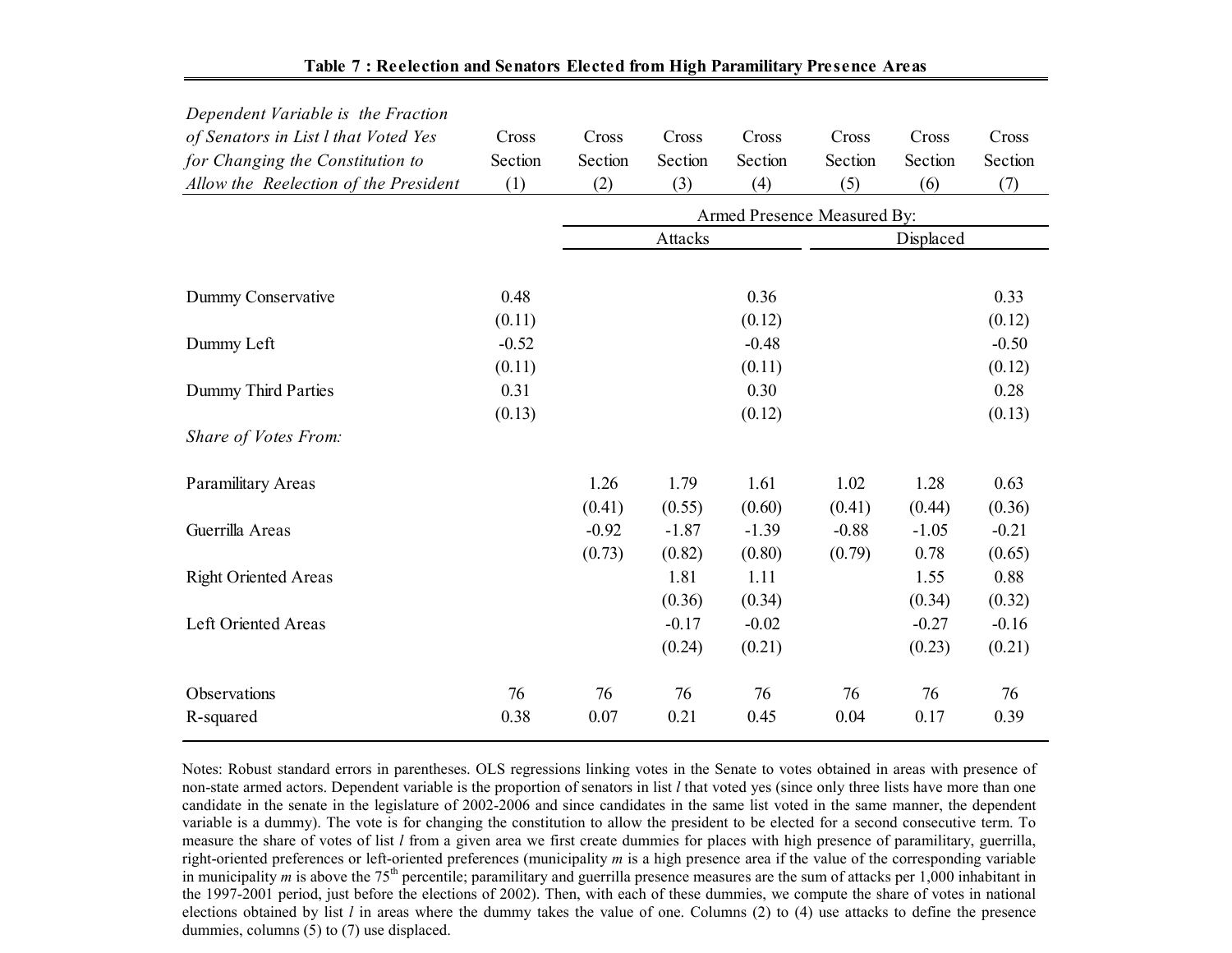**Table 7 : Reelection and Senators Elected from High Paramilitary Presence Areas**

| *Dependent Variable is the Fraction of Senators in List l that Voted Yes for Changing the Constitution to Allow the Reelection of the President* | Cross Section (1) | Cross Section (2) | Cross Section (3) | Cross Section (4) | Cross Section (5) | Cross Section (6) | Cross Section (7) |
|---|---|---|---|---|---|---|---|
| | | Armed Presence Measured By: | | | | | |
| | | Attacks | | | Displaced | | |
| Dummy Conservative | 0.48 | | | 0.36 | | | 0.33 |
| | (0.11) | | | (0.12) | | | (0.12) |
| Dummy Left | -0.52 | | | -0.48 | | | -0.50 |
| | (0.11) | | | (0.11) | | | (0.12) |
| Dummy Third Parties | 0.31 | | | 0.30 | | | 0.28 |
| | (0.13) | | | (0.12) | | | (0.13) |
| *Share of Votes From:* | | | | | | | |
| Paramilitary Areas | | 1.26 | 1.79 | 1.61 | 1.02 | 1.28 | 0.63 |
| | | (0.41) | (0.55) | (0.60) | (0.41) | (0.44) | (0.36) |
| Guerrilla Areas | | -0.92 | -1.87 | -1.39 | -0.88 | -1.05 | -0.21 |
| | | (0.73) | (0.82) | (0.80) | (0.79) | 0.78 | (0.65) |
| Right Oriented Areas | | | 1.81 | 1.11 | | 1.55 | 0.88 |
| | | | (0.36) | (0.34) | | (0.34) | (0.32) |
| Left Oriented Areas | | | -0.17 | -0.02 | | -0.27 | -0.16 |
| | | | (0.24) | (0.21) | | (0.23) | (0.21) |
| Observations | 76 | 76 | 76 | 76 | 76 | 76 | 76 |
| R-squared | 0.38 | 0.07 | 0.21 | 0.45 | 0.04 | 0.17 | 0.39 |

Notes: Robust standard errors in parentheses. OLS regressions linking votes in the Senate to votes obtained in areas with presence of non-state armed actors. Dependent variable is the proportion of senators in list *l* that voted yes (since only three lists have more than one candidate in the senate in the legislature of 2002-2006 and since candidates in the same list voted in the same manner, the dependent variable is a dummy). The vote is for changing the constitution to allow the president to be elected for a second consecutive term. To measure the share of votes of list *l* from a given area we first create dummies for places with high presence of paramilitary, guerrilla, right-oriented preferences or left-oriented preferences (municipality *m* is a high presence area if the value of the corresponding variable in municipality *m* is above the 75th percentile; paramilitary and guerrilla presence measures are the sum of attacks per 1,000 inhabitant in the 1997-2001 period, just before the elections of 2002). Then, with each of these dummies, we compute the share of votes in national elections obtained by list *l* in areas where the dummy takes the value of one. Columns (2) to (4) use attacks to define the presence dummies, columns (5) to (7) use displaced.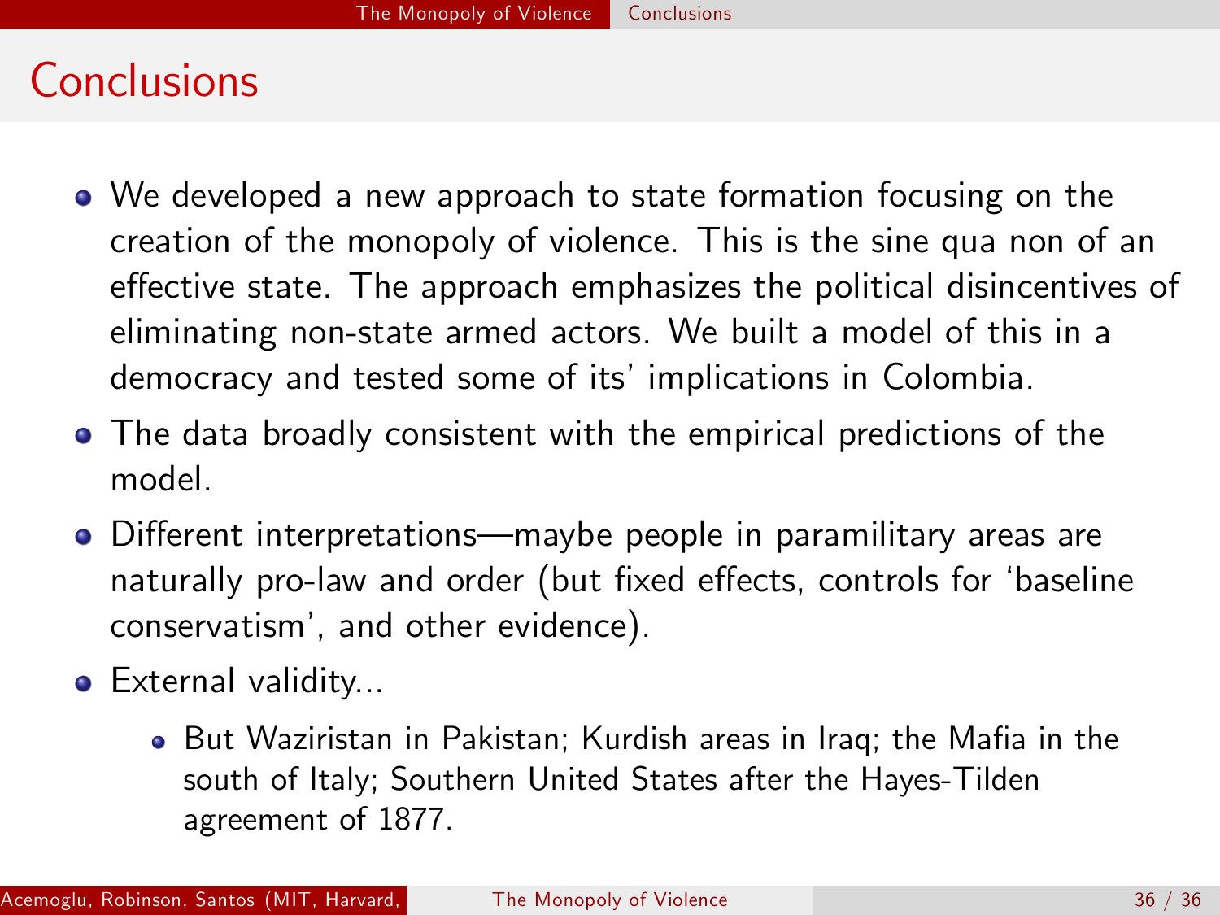# Conclusions

- We developed a new approach to state formation focusing on the creation of the monopoly of violence. This is the sine qua non of an effective state. The approach emphasizes the political disincentives of eliminating non-state armed actors. We built a model of this in a democracy and tested some of its' implications in Colombia.
- The data broadly consistent with the empirical predictions of the model.
- Different interpretations—maybe people in paramilitary areas are naturally pro-law and order (but fixed effects, controls for 'baseline conservatism', and other evidence).
- External validity...
  - But Waziristan in Pakistan; Kurdish areas in Iraq; the Mafia in the south of Italy; Southern United States after the Hayes-Tilden agreement of 1877.